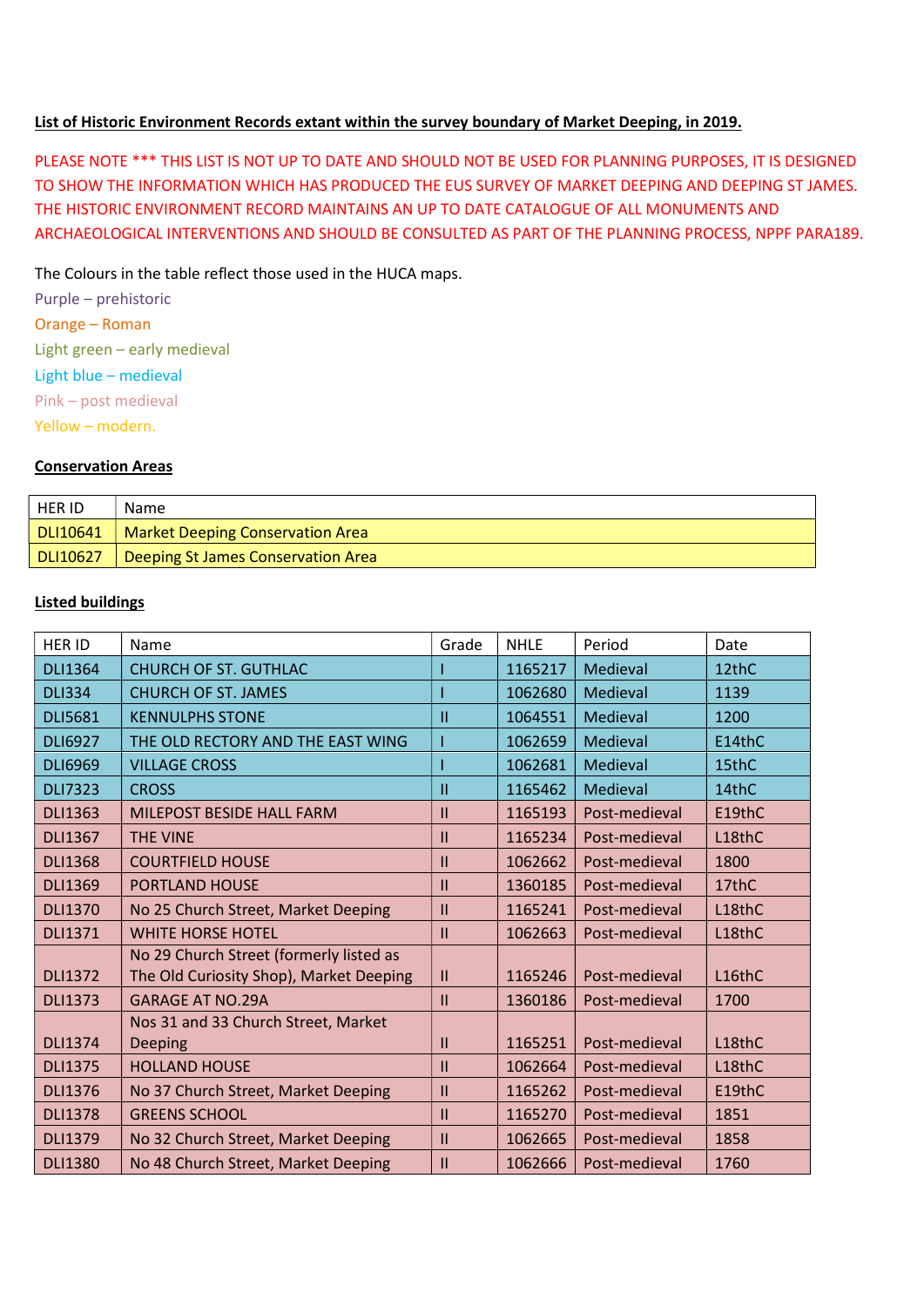**List of Historic Environment Records extant within the survey boundary of Market Deeping, in 2019.**

PLEASE NOTE *** THIS LIST IS NOT UP TO DATE AND SHOULD NOT BE USED FOR PLANNING PURPOSES, IT IS DESIGNED TO SHOW THE INFORMATION WHICH HAS PRODUCED THE EUS SURVEY OF MARKET DEEPING AND DEEPING ST JAMES. THE HISTORIC ENVIRONMENT RECORD MAINTAINS AN UP TO DATE CATALOGUE OF ALL MONUMENTS AND ARCHAEOLOGICAL INTERVENTIONS AND SHOULD BE CONSULTED AS PART OF THE PLANNING PROCESS, NPPF PARA189.

The Colours in the table reflect those used in the HUCA maps.

Purple – prehistoric
Orange – Roman
Light green – early medieval
Light blue – medieval
Pink – post medieval
Yellow – modern.

**Conservation Areas**

| HER ID | Name |
|---|---|
| DLI10641 | Market Deeping Conservation Area |
| DLI10627 | Deeping St James Conservation Area |

**Listed buildings**

| HER ID | Name | Grade | NHLE | Period | Date |
|---|---|---|---|---|---|
| DLI1364 | CHURCH OF ST. GUTHLAC | I | 1165217 | Medieval | 12thC |
| DLI334 | CHURCH OF ST. JAMES | I | 1062680 | Medieval | 1139 |
| DLI5681 | KENNULPHS STONE | II | 1064551 | Medieval | 1200 |
| DLI6927 | THE OLD RECTORY AND THE EAST WING | I | 1062659 | Medieval | E14thC |
| DLI6969 | VILLAGE CROSS | I | 1062681 | Medieval | 15thC |
| DLI7323 | CROSS | II | 1165462 | Medieval | 14thC |
| DLI1363 | MILEPOST BESIDE HALL FARM | II | 1165193 | Post-medieval | E19thC |
| DLI1367 | THE VINE | II | 1165234 | Post-medieval | L18thC |
| DLI1368 | COURTFIELD HOUSE | II | 1062662 | Post-medieval | 1800 |
| DLI1369 | PORTLAND HOUSE | II | 1360185 | Post-medieval | 17thC |
| DLI1370 | No 25 Church Street, Market Deeping | II | 1165241 | Post-medieval | L18thC |
| DLI1371 | WHITE HORSE HOTEL | II | 1062663 | Post-medieval | L18thC |
| DLI1372 | No 29 Church Street (formerly listed as The Old Curiosity Shop), Market Deeping | II | 1165246 | Post-medieval | L16thC |
| DLI1373 | GARAGE AT NO.29A | II | 1360186 | Post-medieval | 1700 |
| DLI1374 | Nos 31 and 33 Church Street, Market Deeping | II | 1165251 | Post-medieval | L18thC |
| DLI1375 | HOLLAND HOUSE | II | 1062664 | Post-medieval | L18thC |
| DLI1376 | No 37 Church Street, Market Deeping | II | 1165262 | Post-medieval | E19thC |
| DLI1378 | GREENS SCHOOL | II | 1165270 | Post-medieval | 1851 |
| DLI1379 | No 32 Church Street, Market Deeping | II | 1062665 | Post-medieval | 1858 |
| DLI1380 | No 48 Church Street, Market Deeping | II | 1062666 | Post-medieval | 1760 |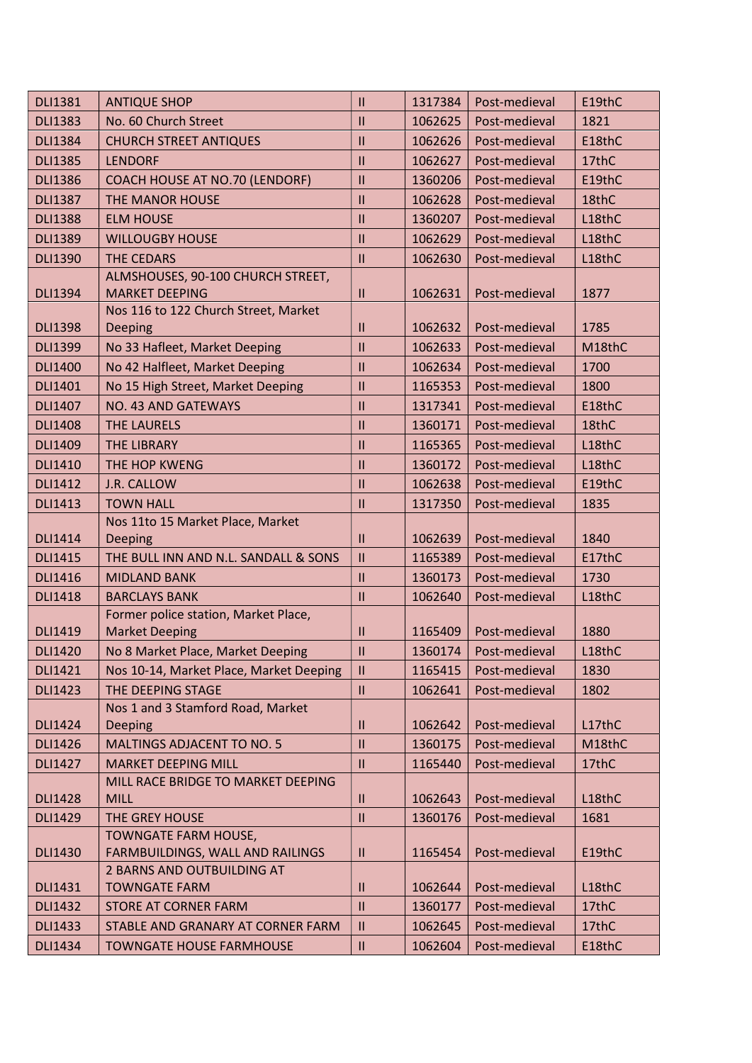| DLI1381 | ANTIQUE SHOP | II | 1317384 | Post-medieval | E19thC |
|---|---|---|---|---|---|
| DLI1383 | No. 60 Church Street | II | 1062625 | Post-medieval | 1821 |
| DLI1384 | CHURCH STREET ANTIQUES | II | 1062626 | Post-medieval | E18thC |
| DLI1385 | LENDORF | II | 1062627 | Post-medieval | 17thC |
| DLI1386 | COACH HOUSE AT NO.70 (LENDORF) | II | 1360206 | Post-medieval | E19thC |
| DLI1387 | THE MANOR HOUSE | II | 1062628 | Post-medieval | 18thC |
| DLI1388 | ELM HOUSE | II | 1360207 | Post-medieval | L18thC |
| DLI1389 | WILLOUGBY HOUSE | II | 1062629 | Post-medieval | L18thC |
| DLI1390 | THE CEDARS | II | 1062630 | Post-medieval | L18thC |
| DLI1394 | ALMSHOUSES, 90-100 CHURCH STREET, MARKET DEEPING | II | 1062631 | Post-medieval | 1877 |
| DLI1398 | Nos 116 to 122 Church Street, Market Deeping | II | 1062632 | Post-medieval | 1785 |
| DLI1399 | No 33 Hafleet, Market Deeping | II | 1062633 | Post-medieval | M18thC |
| DLI1400 | No 42 Halfleet, Market Deeping | II | 1062634 | Post-medieval | 1700 |
| DLI1401 | No 15 High Street, Market Deeping | II | 1165353 | Post-medieval | 1800 |
| DLI1407 | NO. 43 AND GATEWAYS | II | 1317341 | Post-medieval | E18thC |
| DLI1408 | THE LAURELS | II | 1360171 | Post-medieval | 18thC |
| DLI1409 | THE LIBRARY | II | 1165365 | Post-medieval | L18thC |
| DLI1410 | THE HOP KWENG | II | 1360172 | Post-medieval | L18thC |
| DLI1412 | J.R. CALLOW | II | 1062638 | Post-medieval | E19thC |
| DLI1413 | TOWN HALL | II | 1317350 | Post-medieval | 1835 |
| DLI1414 | Nos 11to 15 Market Place, Market Deeping | II | 1062639 | Post-medieval | 1840 |
| DLI1415 | THE BULL INN AND N.L. SANDALL & SONS | II | 1165389 | Post-medieval | E17thC |
| DLI1416 | MIDLAND BANK | II | 1360173 | Post-medieval | 1730 |
| DLI1418 | BARCLAYS BANK | II | 1062640 | Post-medieval | L18thC |
| DLI1419 | Former police station, Market Place, Market Deeping | II | 1165409 | Post-medieval | 1880 |
| DLI1420 | No 8 Market Place, Market Deeping | II | 1360174 | Post-medieval | L18thC |
| DLI1421 | Nos 10-14, Market Place, Market Deeping | II | 1165415 | Post-medieval | 1830 |
| DLI1423 | THE DEEPING STAGE | II | 1062641 | Post-medieval | 1802 |
| DLI1424 | Nos 1 and 3 Stamford Road, Market Deeping | II | 1062642 | Post-medieval | L17thC |
| DLI1426 | MALTINGS ADJACENT TO NO. 5 | II | 1360175 | Post-medieval | M18thC |
| DLI1427 | MARKET DEEPING MILL | II | 1165440 | Post-medieval | 17thC |
| DLI1428 | MILL RACE BRIDGE TO MARKET DEEPING MILL | II | 1062643 | Post-medieval | L18thC |
| DLI1429 | THE GREY HOUSE | II | 1360176 | Post-medieval | 1681 |
| DLI1430 | TOWNGATE FARM HOUSE, FARMBUILDINGS, WALL AND RAILINGS | II | 1165454 | Post-medieval | E19thC |
| DLI1431 | 2 BARNS AND OUTBUILDING AT TOWNGATE FARM | II | 1062644 | Post-medieval | L18thC |
| DLI1432 | STORE AT CORNER FARM | II | 1360177 | Post-medieval | 17thC |
| DLI1433 | STABLE AND GRANARY AT CORNER FARM | II | 1062645 | Post-medieval | 17thC |
| DLI1434 | TOWNGATE HOUSE FARMHOUSE | II | 1062604 | Post-medieval | E18thC |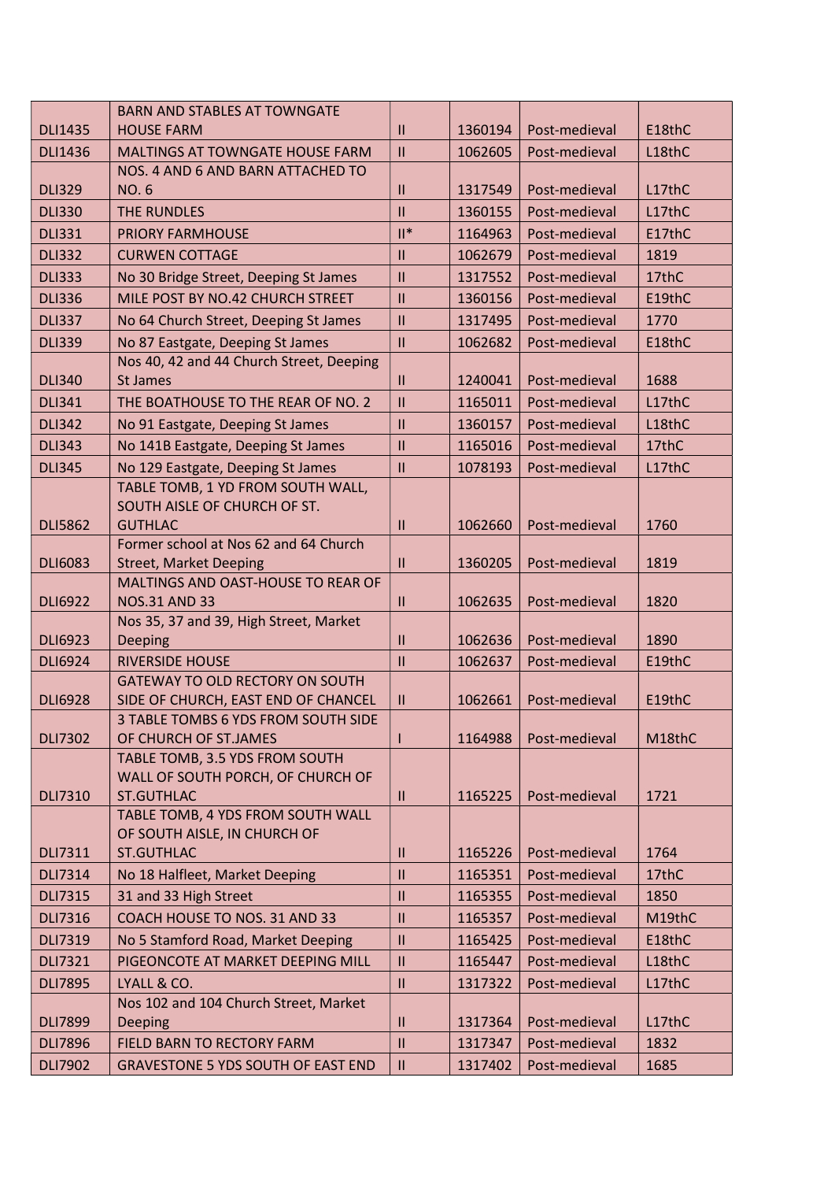| | | | | | |
|---|---|---|---|---|---|
| DLI1435 | BARN AND STABLES AT TOWNGATE HOUSE FARM | II | 1360194 | Post-medieval | E18thC |
| DLI1436 | MALTINGS AT TOWNGATE HOUSE FARM | II | 1062605 | Post-medieval | L18thC |
| DLI329 | NOS. 4 AND 6 AND BARN ATTACHED TO NO. 6 | II | 1317549 | Post-medieval | L17thC |
| DLI330 | THE RUNDLES | II | 1360155 | Post-medieval | L17thC |
| DLI331 | PRIORY FARMHOUSE | II* | 1164963 | Post-medieval | E17thC |
| DLI332 | CURWEN COTTAGE | II | 1062679 | Post-medieval | 1819 |
| DLI333 | No 30 Bridge Street, Deeping St James | II | 1317552 | Post-medieval | 17thC |
| DLI336 | MILE POST BY NO.42 CHURCH STREET | II | 1360156 | Post-medieval | E19thC |
| DLI337 | No 64 Church Street, Deeping St James | II | 1317495 | Post-medieval | 1770 |
| DLI339 | No 87 Eastgate, Deeping St James | II | 1062682 | Post-medieval | E18thC |
| DLI340 | Nos 40, 42 and 44 Church Street, Deeping St James | II | 1240041 | Post-medieval | 1688 |
| DLI341 | THE BOATHOUSE TO THE REAR OF NO. 2 | II | 1165011 | Post-medieval | L17thC |
| DLI342 | No 91 Eastgate, Deeping St James | II | 1360157 | Post-medieval | L18thC |
| DLI343 | No 141B Eastgate, Deeping St James | II | 1165016 | Post-medieval | 17thC |
| DLI345 | No 129 Eastgate, Deeping St James | II | 1078193 | Post-medieval | L17thC |
| DLI5862 | TABLE TOMB, 1 YD FROM SOUTH WALL, SOUTH AISLE OF CHURCH OF ST. GUTHLAC | II | 1062660 | Post-medieval | 1760 |
| DLI6083 | Former school at Nos 62 and 64 Church Street, Market Deeping | II | 1360205 | Post-medieval | 1819 |
| DLI6922 | MALTINGS AND OAST-HOUSE TO REAR OF NOS.31 AND 33 | II | 1062635 | Post-medieval | 1820 |
| DLI6923 | Nos 35, 37 and 39, High Street, Market Deeping | II | 1062636 | Post-medieval | 1890 |
| DLI6924 | RIVERSIDE HOUSE | II | 1062637 | Post-medieval | E19thC |
| DLI6928 | GATEWAY TO OLD RECTORY ON SOUTH SIDE OF CHURCH, EAST END OF CHANCEL | II | 1062661 | Post-medieval | E19thC |
| DLI7302 | 3 TABLE TOMBS 6 YDS FROM SOUTH SIDE OF CHURCH OF ST.JAMES | I | 1164988 | Post-medieval | M18thC |
| DLI7310 | TABLE TOMB, 3.5 YDS FROM SOUTH WALL OF SOUTH PORCH, OF CHURCH OF ST.GUTHLAC | II | 1165225 | Post-medieval | 1721 |
| DLI7311 | TABLE TOMB, 4 YDS FROM SOUTH WALL OF SOUTH AISLE, IN CHURCH OF ST.GUTHLAC | II | 1165226 | Post-medieval | 1764 |
| DLI7314 | No 18 Halfleet, Market Deeping | II | 1165351 | Post-medieval | 17thC |
| DLI7315 | 31 and 33 High Street | II | 1165355 | Post-medieval | 1850 |
| DLI7316 | COACH HOUSE TO NOS. 31 AND 33 | II | 1165357 | Post-medieval | M19thC |
| DLI7319 | No 5 Stamford Road, Market Deeping | II | 1165425 | Post-medieval | E18thC |
| DLI7321 | PIGEONCOTE AT MARKET DEEPING MILL | II | 1165447 | Post-medieval | L18thC |
| DLI7895 | LYALL & CO. | II | 1317322 | Post-medieval | L17thC |
| DLI7899 | Nos 102 and 104 Church Street, Market Deeping | II | 1317364 | Post-medieval | L17thC |
| DLI7896 | FIELD BARN TO RECTORY FARM | II | 1317347 | Post-medieval | 1832 |
| DLI7902 | GRAVESTONE 5 YDS SOUTH OF EAST END | II | 1317402 | Post-medieval | 1685 |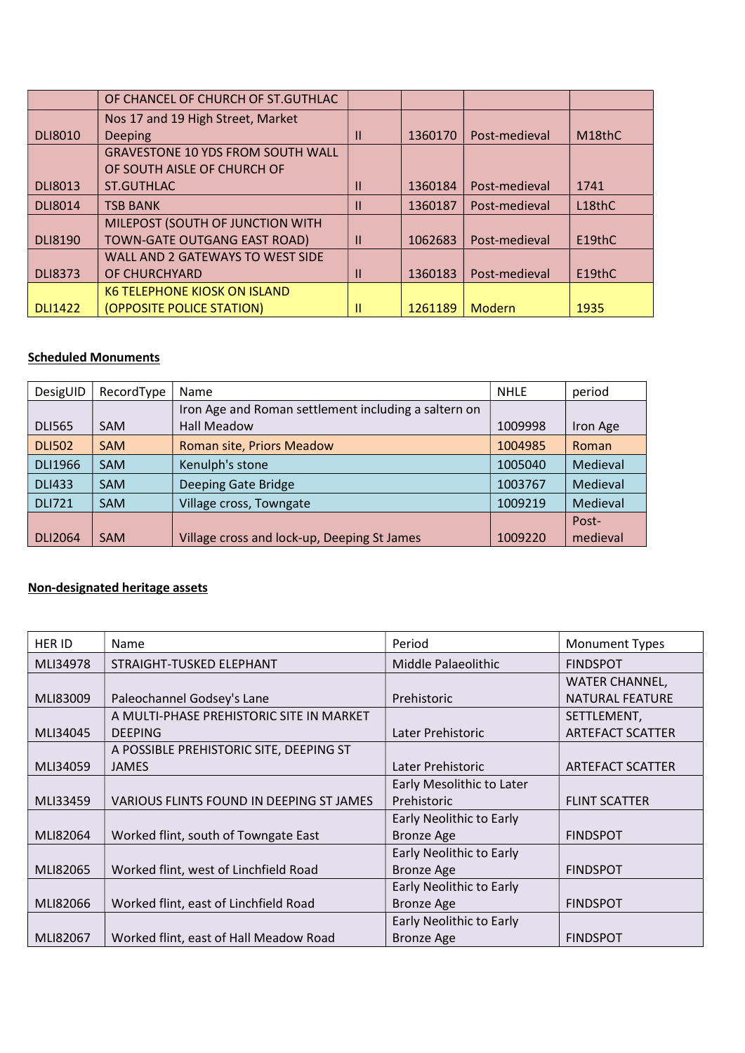|  | OF CHANCEL OF CHURCH OF ST.GUTHLAC |  |  |  |  |
|---|---|---|---|---|---|
| DLI8010 | Nos 17 and 19 High Street, Market Deeping | II | 1360170 | Post-medieval | M18thC |
| DLI8013 | GRAVESTONE 10 YDS FROM SOUTH WALL OF SOUTH AISLE OF CHURCH OF ST.GUTHLAC | II | 1360184 | Post-medieval | 1741 |
| DLI8014 | TSB BANK | II | 1360187 | Post-medieval | L18thC |
| DLI8190 | MILEPOST (SOUTH OF JUNCTION WITH TOWN-GATE OUTGANG EAST ROAD) | II | 1062683 | Post-medieval | E19thC |
| DLI8373 | WALL AND 2 GATEWAYS TO WEST SIDE OF CHURCHYARD | II | 1360183 | Post-medieval | E19thC |
| DLI1422 | K6 TELEPHONE KIOSK ON ISLAND (OPPOSITE POLICE STATION) | II | 1261189 | Modern | 1935 |

**Scheduled Monuments**

| DesigUID | RecordType | Name | NHLE | period |
|---|---|---|---|---|
| DLI565 | SAM | Iron Age and Roman settlement including a saltern on Hall Meadow | 1009998 | Iron Age |
| DLI502 | SAM | Roman site, Priors Meadow | 1004985 | Roman |
| DLI1966 | SAM | Kenulph's stone | 1005040 | Medieval |
| DLI433 | SAM | Deeping Gate Bridge | 1003767 | Medieval |
| DLI721 | SAM | Village cross, Towngate | 1009219 | Medieval |
| DLI2064 | SAM | Village cross and lock-up, Deeping St James | 1009220 | Post-medieval |

**Non-designated heritage assets**

| HER ID | Name | Period | Monument Types |
|---|---|---|---|
| MLI34978 | STRAIGHT-TUSKED ELEPHANT | Middle Palaeolithic | FINDSPOT |
| MLI83009 | Paleochannel Godsey's Lane | Prehistoric | WATER CHANNEL, NATURAL FEATURE |
| MLI34045 | A MULTI-PHASE PREHISTORIC SITE IN MARKET DEEPING | Later Prehistoric | SETTLEMENT, ARTEFACT SCATTER |
| MLI34059 | A POSSIBLE PREHISTORIC SITE, DEEPING ST JAMES | Later Prehistoric | ARTEFACT SCATTER |
| MLI33459 | VARIOUS FLINTS FOUND IN DEEPING ST JAMES | Early Mesolithic to Later Prehistoric | FLINT SCATTER |
| MLI82064 | Worked flint, south of Towngate East | Early Neolithic to Early Bronze Age | FINDSPOT |
| MLI82065 | Worked flint, west of Linchfield Road | Early Neolithic to Early Bronze Age | FINDSPOT |
| MLI82066 | Worked flint, east of Linchfield Road | Early Neolithic to Early Bronze Age | FINDSPOT |
| MLI82067 | Worked flint, east of Hall Meadow Road | Early Neolithic to Early Bronze Age | FINDSPOT |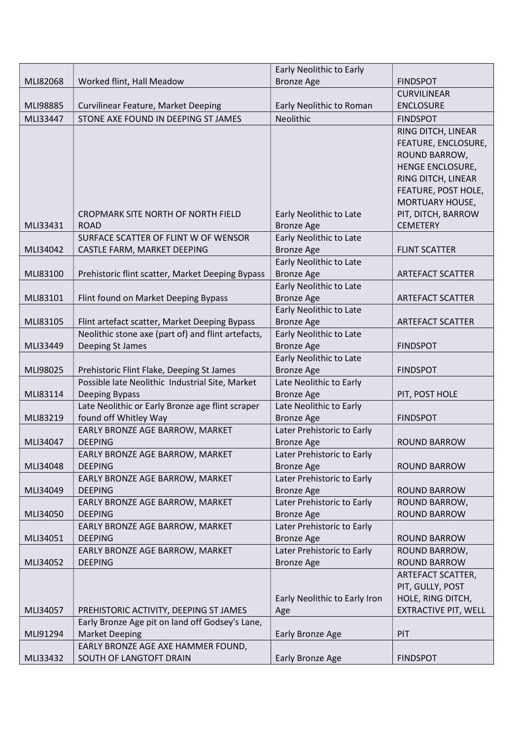| | | | |
|---|---|---|---|
| MLI82068 | Worked flint, Hall Meadow | Early Neolithic to Early Bronze Age | FINDSPOT |
| MLI98885 | Curvilinear Feature, Market Deeping | Early Neolithic to Roman | CURVILINEAR ENCLOSURE |
| MLI33447 | STONE AXE FOUND IN DEEPING ST JAMES | Neolithic | FINDSPOT |
| MLI33431 | CROPMARK SITE NORTH OF NORTH FIELD ROAD | Early Neolithic to Late Bronze Age | RING DITCH, LINEAR FEATURE, ENCLOSURE, ROUND BARROW, HENGE ENCLOSURE, RING DITCH, LINEAR FEATURE, POST HOLE, MORTUARY HOUSE, PIT, DITCH, BARROW CEMETERY |
| MLI34042 | SURFACE SCATTER OF FLINT W OF WENSOR CASTLE FARM, MARKET DEEPING | Early Neolithic to Late Bronze Age | FLINT SCATTER |
| MLI83100 | Prehistoric flint scatter, Market Deeping Bypass | Early Neolithic to Late Bronze Age | ARTEFACT SCATTER |
| MLI83101 | Flint found on Market Deeping Bypass | Early Neolithic to Late Bronze Age | ARTEFACT SCATTER |
| MLI83105 | Flint artefact scatter, Market Deeping Bypass | Early Neolithic to Late Bronze Age | ARTEFACT SCATTER |
| MLI33449 | Neolithic stone axe (part of) and flint artefacts, Deeping St James | Early Neolithic to Late Bronze Age | FINDSPOT |
| MLI98025 | Prehistoric Flint Flake, Deeping St James | Early Neolithic to Late Bronze Age | FINDSPOT |
| MLI83114 | Possible late Neolithic Industrial Site, Market Deeping Bypass | Late Neolithic to Early Bronze Age | PIT, POST HOLE |
| MLI83219 | Late Neolithic or Early Bronze age flint scraper found off Whitley Way | Late Neolithic to Early Bronze Age | FINDSPOT |
| MLI34047 | EARLY BRONZE AGE BARROW, MARKET DEEPING | Later Prehistoric to Early Bronze Age | ROUND BARROW |
| MLI34048 | EARLY BRONZE AGE BARROW, MARKET DEEPING | Later Prehistoric to Early Bronze Age | ROUND BARROW |
| MLI34049 | EARLY BRONZE AGE BARROW, MARKET DEEPING | Later Prehistoric to Early Bronze Age | ROUND BARROW |
| MLI34050 | EARLY BRONZE AGE BARROW, MARKET DEEPING | Later Prehistoric to Early Bronze Age | ROUND BARROW, ROUND BARROW |
| MLI34051 | EARLY BRONZE AGE BARROW, MARKET DEEPING | Later Prehistoric to Early Bronze Age | ROUND BARROW |
| MLI34052 | EARLY BRONZE AGE BARROW, MARKET DEEPING | Later Prehistoric to Early Bronze Age | ROUND BARROW, ROUND BARROW |
| MLI34057 | PREHISTORIC ACTIVITY, DEEPING ST JAMES | Early Neolithic to Early Iron Age | ARTEFACT SCATTER, PIT, GULLY, POST HOLE, RING DITCH, EXTRACTIVE PIT, WELL |
| MLI91294 | Early Bronze Age pit on land off Godsey's Lane, Market Deeping | Early Bronze Age | PIT |
| MLI33432 | EARLY BRONZE AGE AXE HAMMER FOUND, SOUTH OF LANGTOFT DRAIN | Early Bronze Age | FINDSPOT |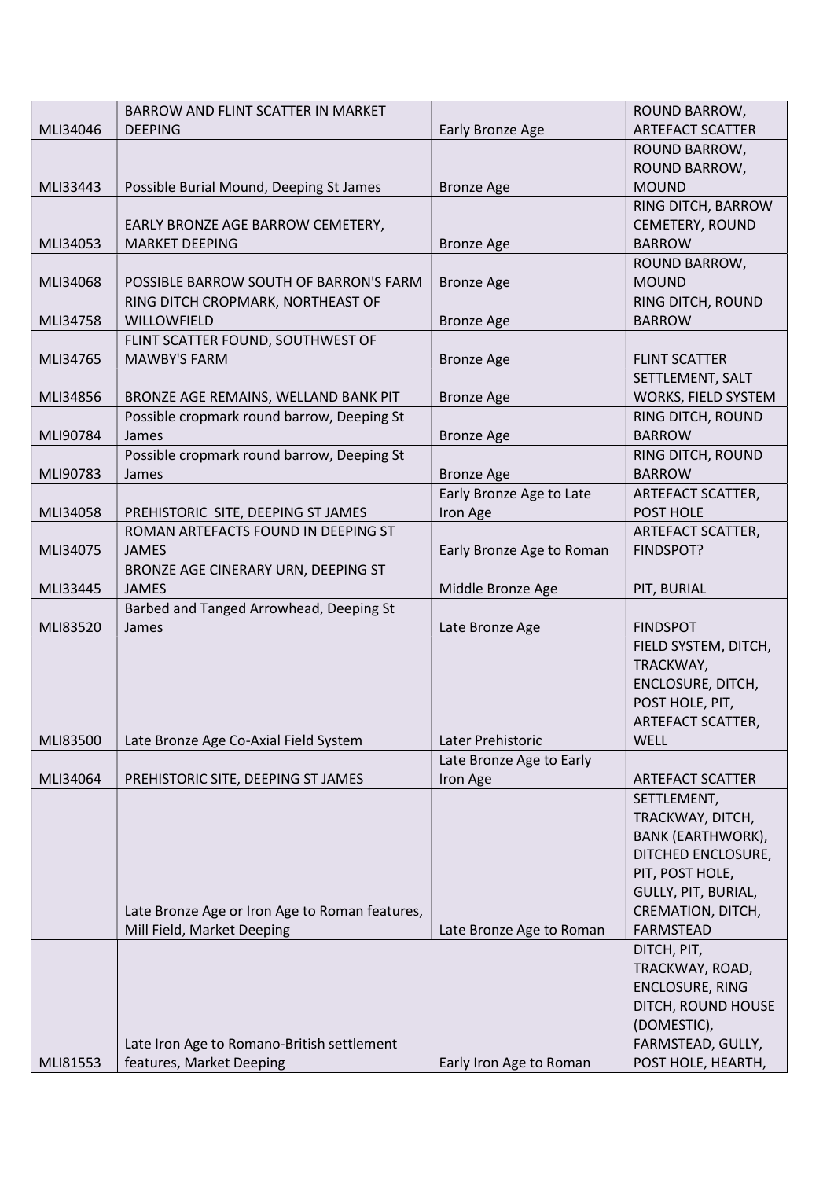| | | | |
|---|---|---|---|
| MLI34046 | BARROW AND FLINT SCATTER IN MARKET DEEPING | Early Bronze Age | ROUND BARROW, ARTEFACT SCATTER |
| MLI33443 | Possible Burial Mound, Deeping St James | Bronze Age | ROUND BARROW, ROUND BARROW, MOUND |
| MLI34053 | EARLY BRONZE AGE BARROW CEMETERY, MARKET DEEPING | Bronze Age | RING DITCH, BARROW CEMETERY, ROUND BARROW |
| MLI34068 | POSSIBLE BARROW SOUTH OF BARRON'S FARM | Bronze Age | ROUND BARROW, MOUND |
| MLI34758 | RING DITCH CROPMARK, NORTHEAST OF WILLOWFIELD | Bronze Age | RING DITCH, ROUND BARROW |
| MLI34765 | FLINT SCATTER FOUND, SOUTHWEST OF MAWBY'S FARM | Bronze Age | FLINT SCATTER |
| MLI34856 | BRONZE AGE REMAINS, WELLAND BANK PIT | Bronze Age | SETTLEMENT, SALT WORKS, FIELD SYSTEM |
| MLI90784 | Possible cropmark round barrow, Deeping St James | Bronze Age | RING DITCH, ROUND BARROW |
| MLI90783 | Possible cropmark round barrow, Deeping St James | Bronze Age | RING DITCH, ROUND BARROW |
| MLI34058 | PREHISTORIC SITE, DEEPING ST JAMES | Early Bronze Age to Late Iron Age | ARTEFACT SCATTER, POST HOLE |
| MLI34075 | ROMAN ARTEFACTS FOUND IN DEEPING ST JAMES | Early Bronze Age to Roman | ARTEFACT SCATTER, FINDSPOT? |
| MLI33445 | BRONZE AGE CINERARY URN, DEEPING ST JAMES | Middle Bronze Age | PIT, BURIAL |
| MLI83520 | Barbed and Tanged Arrowhead, Deeping St James | Late Bronze Age | FINDSPOT |
| MLI83500 | Late Bronze Age Co-Axial Field System | Later Prehistoric | FIELD SYSTEM, DITCH, TRACKWAY, ENCLOSURE, DITCH, POST HOLE, PIT, ARTEFACT SCATTER, WELL |
| MLI34064 | PREHISTORIC SITE, DEEPING ST JAMES | Late Bronze Age to Early Iron Age | ARTEFACT SCATTER |
| | Late Bronze Age or Iron Age to Roman features, Mill Field, Market Deeping | Late Bronze Age to Roman | SETTLEMENT, TRACKWAY, DITCH, BANK (EARTHWORK), DITCHED ENCLOSURE, PIT, POST HOLE, GULLY, PIT, BURIAL, CREMATION, DITCH, FARMSTEAD |
| MLI81553 | Late Iron Age to Romano-British settlement features, Market Deeping | Early Iron Age to Roman | DITCH, PIT, TRACKWAY, ROAD, ENCLOSURE, RING DITCH, ROUND HOUSE (DOMESTIC), FARMSTEAD, GULLY, POST HOLE, HEARTH, |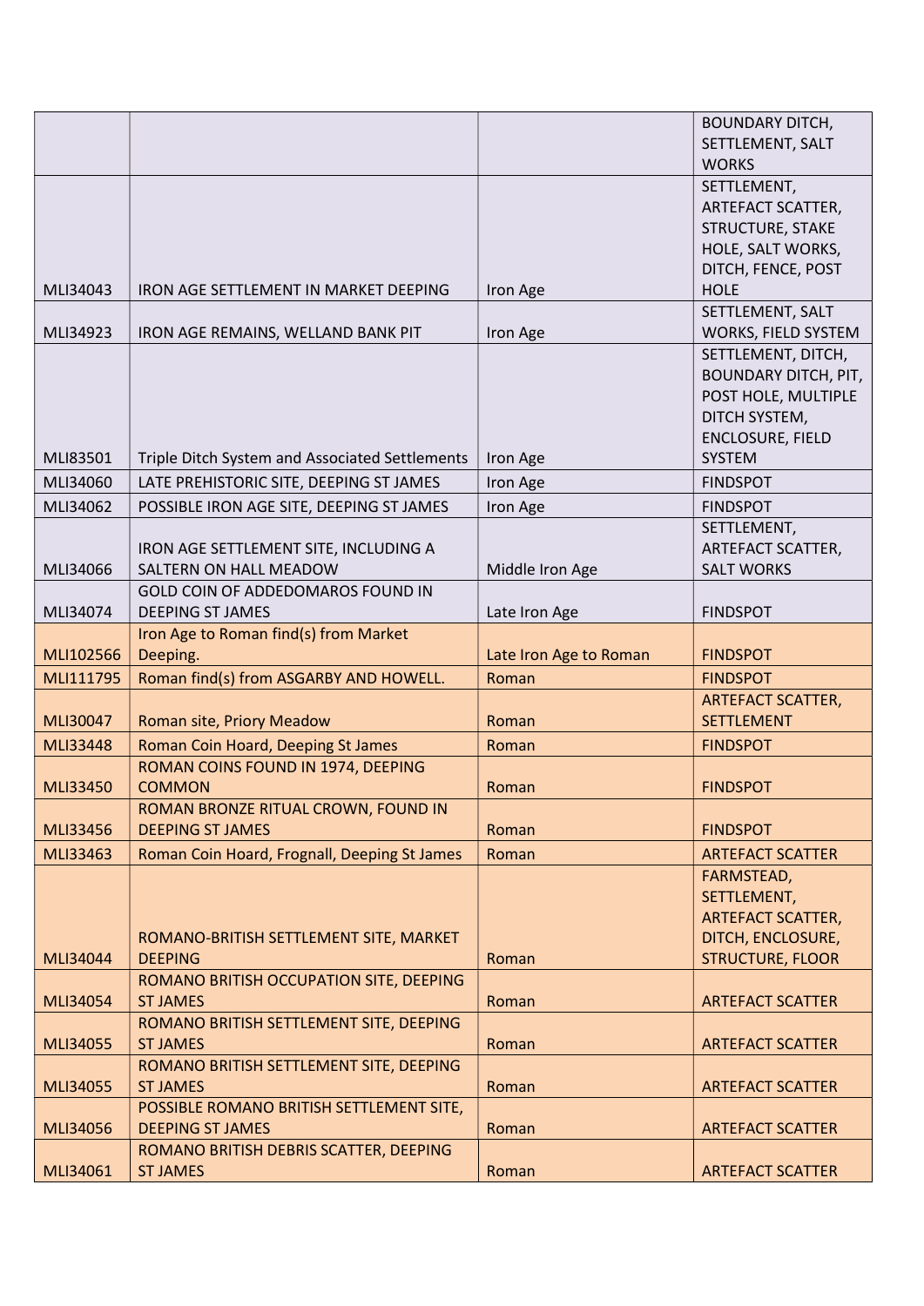| | | | |
|---|---|---|---|
| | | | BOUNDARY DITCH, SETTLEMENT, SALT WORKS |
| MLI34043 | IRON AGE SETTLEMENT IN MARKET DEEPING | Iron Age | SETTLEMENT, ARTEFACT SCATTER, STRUCTURE, STAKE HOLE, SALT WORKS, DITCH, FENCE, POST HOLE |
| MLI34923 | IRON AGE REMAINS, WELLAND BANK PIT | Iron Age | SETTLEMENT, SALT WORKS, FIELD SYSTEM |
| MLI83501 | Triple Ditch System and Associated Settlements | Iron Age | SETTLEMENT, DITCH, BOUNDARY DITCH, PIT, POST HOLE, MULTIPLE DITCH SYSTEM, ENCLOSURE, FIELD SYSTEM |
| MLI34060 | LATE PREHISTORIC SITE, DEEPING ST JAMES | Iron Age | FINDSPOT |
| MLI34062 | POSSIBLE IRON AGE SITE, DEEPING ST JAMES | Iron Age | FINDSPOT |
| MLI34066 | IRON AGE SETTLEMENT SITE, INCLUDING A SALTERN ON HALL MEADOW | Middle Iron Age | SETTLEMENT, ARTEFACT SCATTER, SALT WORKS |
| MLI34074 | GOLD COIN OF ADDEDOMAROS FOUND IN DEEPING ST JAMES | Late Iron Age | FINDSPOT |
| MLI102566 | Iron Age to Roman find(s) from Market Deeping. | Late Iron Age to Roman | FINDSPOT |
| MLI111795 | Roman find(s) from ASGARBY AND HOWELL. | Roman | FINDSPOT |
| MLI30047 | Roman site, Priory Meadow | Roman | ARTEFACT SCATTER, SETTLEMENT |
| MLI33448 | Roman Coin Hoard, Deeping St James | Roman | FINDSPOT |
| MLI33450 | ROMAN COINS FOUND IN 1974, DEEPING COMMON | Roman | FINDSPOT |
| MLI33456 | ROMAN BRONZE RITUAL CROWN, FOUND IN DEEPING ST JAMES | Roman | FINDSPOT |
| MLI33463 | Roman Coin Hoard, Frognall, Deeping St James | Roman | ARTEFACT SCATTER |
| MLI34044 | ROMANO-BRITISH SETTLEMENT SITE, MARKET DEEPING | Roman | FARMSTEAD, SETTLEMENT, ARTEFACT SCATTER, DITCH, ENCLOSURE, STRUCTURE, FLOOR |
| MLI34054 | ROMANO BRITISH OCCUPATION SITE, DEEPING ST JAMES | Roman | ARTEFACT SCATTER |
| MLI34055 | ROMANO BRITISH SETTLEMENT SITE, DEEPING ST JAMES | Roman | ARTEFACT SCATTER |
| MLI34055 | ROMANO BRITISH SETTLEMENT SITE, DEEPING ST JAMES | Roman | ARTEFACT SCATTER |
| MLI34056 | POSSIBLE ROMANO BRITISH SETTLEMENT SITE, DEEPING ST JAMES | Roman | ARTEFACT SCATTER |
| MLI34061 | ROMANO BRITISH DEBRIS SCATTER, DEEPING ST JAMES | Roman | ARTEFACT SCATTER |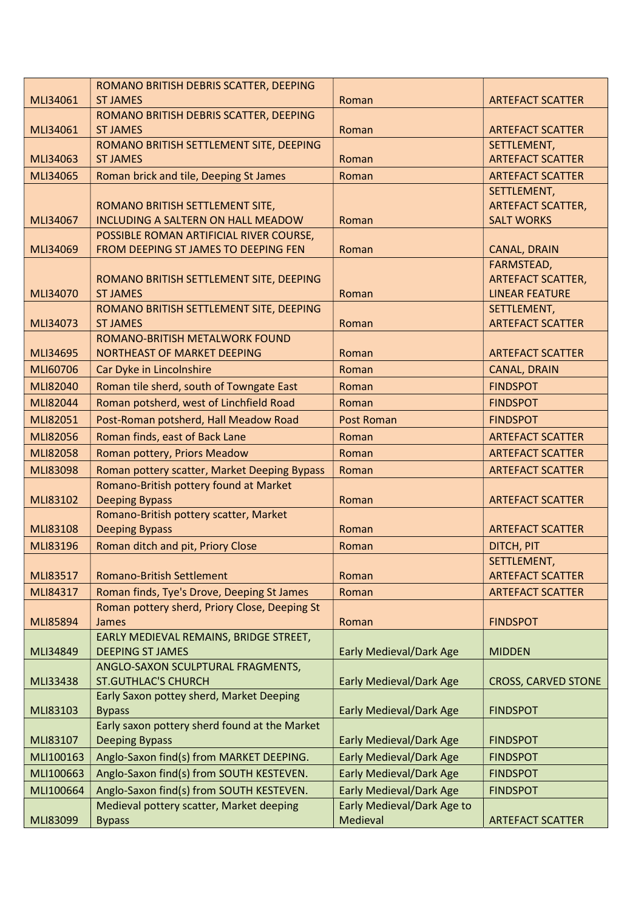| | | | |
|---|---|---|---|
| MLI34061 | ROMANO BRITISH DEBRIS SCATTER, DEEPING ST JAMES | Roman | ARTEFACT SCATTER |
| MLI34061 | ROMANO BRITISH DEBRIS SCATTER, DEEPING ST JAMES | Roman | ARTEFACT SCATTER |
| MLI34063 | ROMANO BRITISH SETTLEMENT SITE, DEEPING ST JAMES | Roman | SETTLEMENT, ARTEFACT SCATTER |
| MLI34065 | Roman brick and tile, Deeping St James | Roman | ARTEFACT SCATTER |
| MLI34067 | ROMANO BRITISH SETTLEMENT SITE, INCLUDING A SALTERN ON HALL MEADOW | Roman | SETTLEMENT, ARTEFACT SCATTER, SALT WORKS |
| MLI34069 | POSSIBLE ROMAN ARTIFICIAL RIVER COURSE, FROM DEEPING ST JAMES TO DEEPING FEN | Roman | CANAL, DRAIN |
| MLI34070 | ROMANO BRITISH SETTLEMENT SITE, DEEPING ST JAMES | Roman | FARMSTEAD, ARTEFACT SCATTER, LINEAR FEATURE |
| MLI34073 | ROMANO BRITISH SETTLEMENT SITE, DEEPING ST JAMES | Roman | SETTLEMENT, ARTEFACT SCATTER |
| MLI34695 | ROMANO-BRITISH METALWORK FOUND NORTHEAST OF MARKET DEEPING | Roman | ARTEFACT SCATTER |
| MLI60706 | Car Dyke in Lincolnshire | Roman | CANAL, DRAIN |
| MLI82040 | Roman tile sherd, south of Towngate East | Roman | FINDSPOT |
| MLI82044 | Roman potsherd, west of Linchfield Road | Roman | FINDSPOT |
| MLI82051 | Post-Roman potsherd, Hall Meadow Road | Post Roman | FINDSPOT |
| MLI82056 | Roman finds, east of Back Lane | Roman | ARTEFACT SCATTER |
| MLI82058 | Roman pottery, Priors Meadow | Roman | ARTEFACT SCATTER |
| MLI83098 | Roman pottery scatter, Market Deeping Bypass | Roman | ARTEFACT SCATTER |
| MLI83102 | Romano-British pottery found at Market Deeping Bypass | Roman | ARTEFACT SCATTER |
| MLI83108 | Romano-British pottery scatter, Market Deeping Bypass | Roman | ARTEFACT SCATTER |
| MLI83196 | Roman ditch and pit, Priory Close | Roman | DITCH, PIT |
| MLI83517 | Romano-British Settlement | Roman | SETTLEMENT, ARTEFACT SCATTER |
| MLI84317 | Roman finds, Tye's Drove, Deeping St James | Roman | ARTEFACT SCATTER |
| MLI85894 | Roman pottery sherd, Priory Close, Deeping St James | Roman | FINDSPOT |
| MLI34849 | EARLY MEDIEVAL REMAINS, BRIDGE STREET, DEEPING ST JAMES | Early Medieval/Dark Age | MIDDEN |
| MLI33438 | ANGLO-SAXON SCULPTURAL FRAGMENTS, ST.GUTHLAC'S CHURCH | Early Medieval/Dark Age | CROSS, CARVED STONE |
| MLI83103 | Early Saxon pottey sherd, Market Deeping Bypass | Early Medieval/Dark Age | FINDSPOT |
| MLI83107 | Early saxon pottery sherd found at the Market Deeping Bypass | Early Medieval/Dark Age | FINDSPOT |
| MLI100163 | Anglo-Saxon find(s) from MARKET DEEPING. | Early Medieval/Dark Age | FINDSPOT |
| MLI100663 | Anglo-Saxon find(s) from SOUTH KESTEVEN. | Early Medieval/Dark Age | FINDSPOT |
| MLI100664 | Anglo-Saxon find(s) from SOUTH KESTEVEN. | Early Medieval/Dark Age | FINDSPOT |
| MLI83099 | Medieval pottery scatter, Market deeping Bypass | Early Medieval/Dark Age to Medieval | ARTEFACT SCATTER |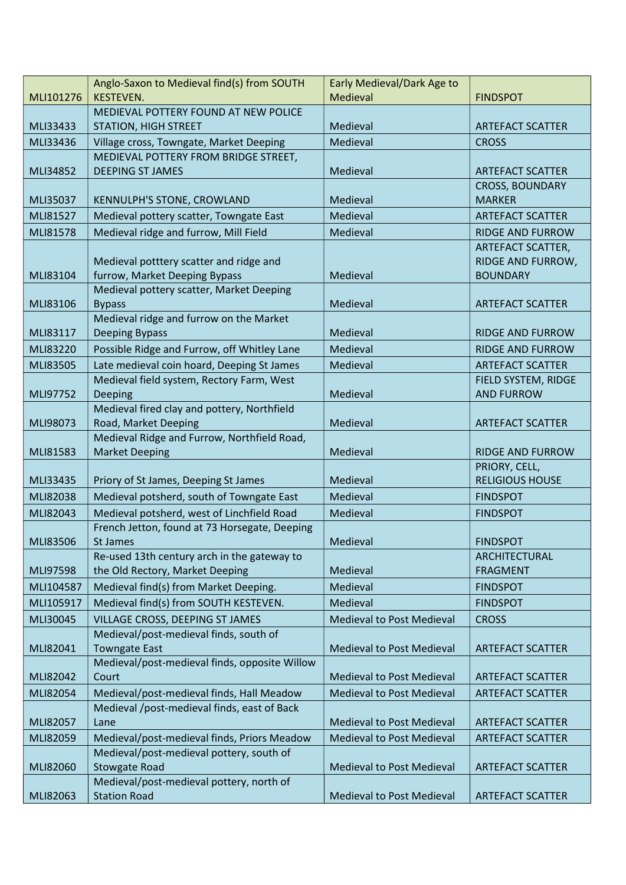| | | | |
|---|---|---|---|
| MLI101276 | Anglo-Saxon to Medieval find(s) from SOUTH KESTEVEN. | Early Medieval/Dark Age to Medieval | FINDSPOT |
| MLI33433 | MEDIEVAL POTTERY FOUND AT NEW POLICE STATION, HIGH STREET | Medieval | ARTEFACT SCATTER |
| MLI33436 | Village cross, Towngate, Market Deeping | Medieval | CROSS |
| MLI34852 | MEDIEVAL POTTERY FROM BRIDGE STREET, DEEPING ST JAMES | Medieval | ARTEFACT SCATTER |
| MLI35037 | KENNULPH'S STONE, CROWLAND | Medieval | CROSS, BOUNDARY MARKER |
| MLI81527 | Medieval pottery scatter, Towngate East | Medieval | ARTEFACT SCATTER |
| MLI81578 | Medieval ridge and furrow, Mill Field | Medieval | RIDGE AND FURROW |
| MLI83104 | Medieval potttery scatter and ridge and furrow, Market Deeping Bypass | Medieval | ARTEFACT SCATTER, RIDGE AND FURROW, BOUNDARY |
| MLI83106 | Medieval pottery scatter, Market Deeping Bypass | Medieval | ARTEFACT SCATTER |
| MLI83117 | Medieval ridge and furrow on the Market Deeping Bypass | Medieval | RIDGE AND FURROW |
| MLI83220 | Possible Ridge and Furrow, off Whitley Lane | Medieval | RIDGE AND FURROW |
| MLI83505 | Late medieval coin hoard, Deeping St James | Medieval | ARTEFACT SCATTER |
| MLI97752 | Medieval field system, Rectory Farm, West Deeping | Medieval | FIELD SYSTEM, RIDGE AND FURROW |
| MLI98073 | Medieval fired clay and pottery, Northfield Road, Market Deeping | Medieval | ARTEFACT SCATTER |
| MLI81583 | Medieval Ridge and Furrow, Northfield Road, Market Deeping | Medieval | RIDGE AND FURROW |
| MLI33435 | Priory of St James, Deeping St James | Medieval | PRIORY, CELL, RELIGIOUS HOUSE |
| MLI82038 | Medieval potsherd, south of Towngate East | Medieval | FINDSPOT |
| MLI82043 | Medieval potsherd, west of Linchfield Road | Medieval | FINDSPOT |
| MLI83506 | French Jetton, found at 73 Horsegate, Deeping St James | Medieval | FINDSPOT |
| MLI97598 | Re-used 13th century arch in the gateway to the Old Rectory, Market Deeping | Medieval | ARCHITECTURAL FRAGMENT |
| MLI104587 | Medieval find(s) from Market Deeping. | Medieval | FINDSPOT |
| MLI105917 | Medieval find(s) from SOUTH KESTEVEN. | Medieval | FINDSPOT |
| MLI30045 | VILLAGE CROSS, DEEPING ST JAMES | Medieval to Post Medieval | CROSS |
| MLI82041 | Medieval/post-medieval finds, south of Towngate East | Medieval to Post Medieval | ARTEFACT SCATTER |
| MLI82042 | Medieval/post-medieval finds, opposite Willow Court | Medieval to Post Medieval | ARTEFACT SCATTER |
| MLI82054 | Medieval/post-medieval finds, Hall Meadow | Medieval to Post Medieval | ARTEFACT SCATTER |
| MLI82057 | Medieval /post-medieval finds, east of Back Lane | Medieval to Post Medieval | ARTEFACT SCATTER |
| MLI82059 | Medieval/post-medieval finds, Priors Meadow | Medieval to Post Medieval | ARTEFACT SCATTER |
| MLI82060 | Medieval/post-medieval pottery, south of Stowgate Road | Medieval to Post Medieval | ARTEFACT SCATTER |
| MLI82063 | Medieval/post-medieval pottery, north of Station Road | Medieval to Post Medieval | ARTEFACT SCATTER |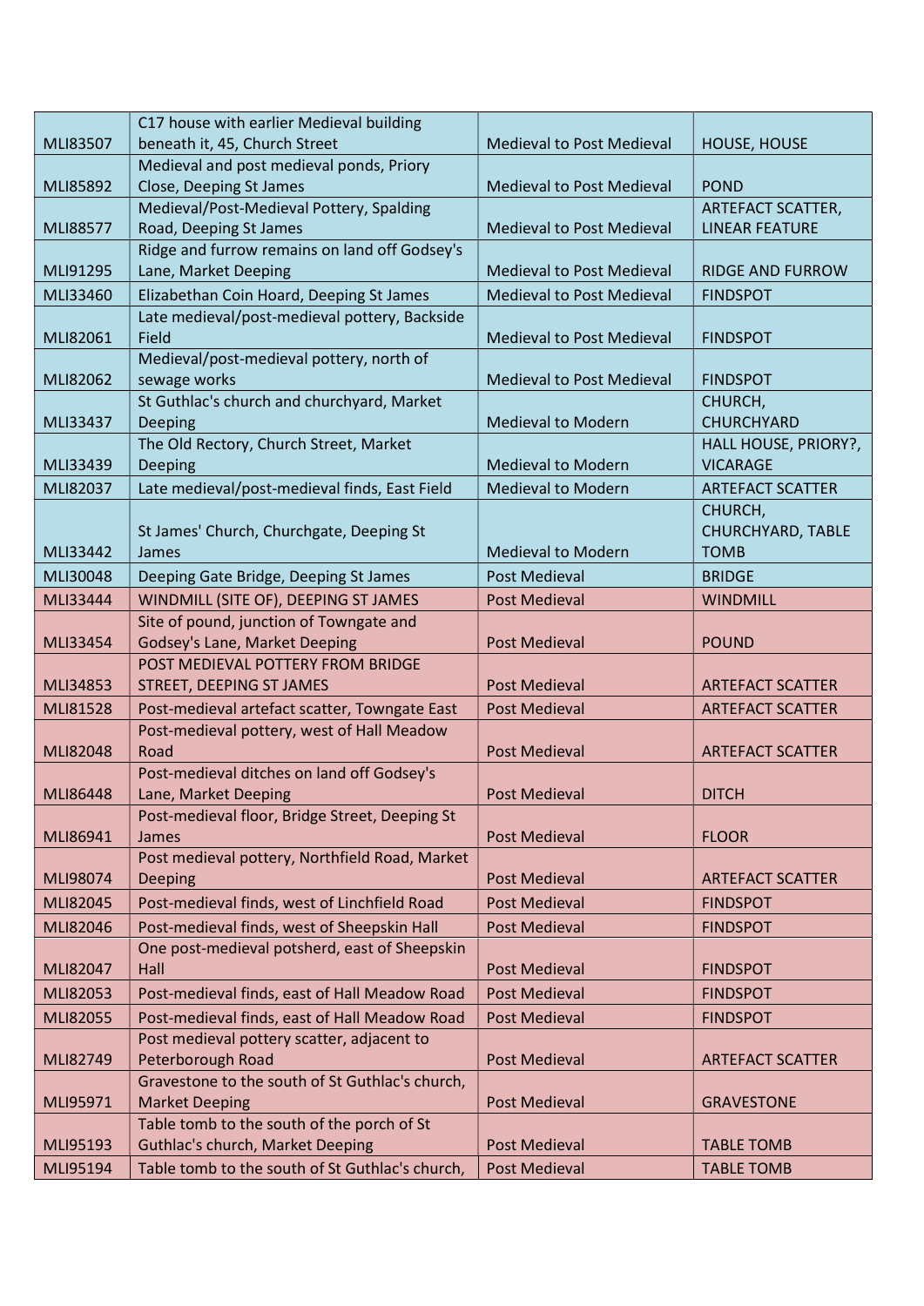| | | | |
|---|---|---|---|
| MLI83507 | C17 house with earlier Medieval building beneath it, 45, Church Street | Medieval to Post Medieval | HOUSE, HOUSE |
| MLI85892 | Medieval and post medieval ponds, Priory Close, Deeping St James | Medieval to Post Medieval | POND |
| MLI88577 | Medieval/Post-Medieval Pottery, Spalding Road, Deeping St James | Medieval to Post Medieval | ARTEFACT SCATTER, LINEAR FEATURE |
| MLI91295 | Ridge and furrow remains on land off Godsey's Lane, Market Deeping | Medieval to Post Medieval | RIDGE AND FURROW |
| MLI33460 | Elizabethan Coin Hoard, Deeping St James | Medieval to Post Medieval | FINDSPOT |
| MLI82061 | Late medieval/post-medieval pottery, Backside Field | Medieval to Post Medieval | FINDSPOT |
| MLI82062 | Medieval/post-medieval pottery, north of sewage works | Medieval to Post Medieval | FINDSPOT |
| MLI33437 | St Guthlac's church and churchyard, Market Deeping | Medieval to Modern | CHURCH, CHURCHYARD |
| MLI33439 | The Old Rectory, Church Street, Market Deeping | Medieval to Modern | HALL HOUSE, PRIORY?, VICARAGE |
| MLI82037 | Late medieval/post-medieval finds, East Field | Medieval to Modern | ARTEFACT SCATTER |
| MLI33442 | St James' Church, Churchgate, Deeping St James | Medieval to Modern | CHURCH, CHURCHYARD, TABLE TOMB |
| MLI30048 | Deeping Gate Bridge, Deeping St James | Post Medieval | BRIDGE |
| MLI33444 | WINDMILL (SITE OF), DEEPING ST JAMES | Post Medieval | WINDMILL |
| MLI33454 | Site of pound, junction of Towngate and Godsey's Lane, Market Deeping | Post Medieval | POUND |
| MLI34853 | POST MEDIEVAL POTTERY FROM BRIDGE STREET, DEEPING ST JAMES | Post Medieval | ARTEFACT SCATTER |
| MLI81528 | Post-medieval artefact scatter, Towngate East | Post Medieval | ARTEFACT SCATTER |
| MLI82048 | Post-medieval pottery, west of Hall Meadow Road | Post Medieval | ARTEFACT SCATTER |
| MLI86448 | Post-medieval ditches on land off Godsey's Lane, Market Deeping | Post Medieval | DITCH |
| MLI86941 | Post-medieval floor, Bridge Street, Deeping St James | Post Medieval | FLOOR |
| MLI98074 | Post medieval pottery, Northfield Road, Market Deeping | Post Medieval | ARTEFACT SCATTER |
| MLI82045 | Post-medieval finds, west of Linchfield Road | Post Medieval | FINDSPOT |
| MLI82046 | Post-medieval finds, west of Sheepskin Hall | Post Medieval | FINDSPOT |
| MLI82047 | One post-medieval potsherd, east of Sheepskin Hall | Post Medieval | FINDSPOT |
| MLI82053 | Post-medieval finds, east of Hall Meadow Road | Post Medieval | FINDSPOT |
| MLI82055 | Post-medieval finds, east of Hall Meadow Road | Post Medieval | FINDSPOT |
| MLI82749 | Post medieval pottery scatter, adjacent to Peterborough Road | Post Medieval | ARTEFACT SCATTER |
| MLI95971 | Gravestone to the south of St Guthlac's church, Market Deeping | Post Medieval | GRAVESTONE |
| MLI95193 | Table tomb to the south of the porch of St Guthlac's church, Market Deeping | Post Medieval | TABLE TOMB |
| MLI95194 | Table tomb to the south of St Guthlac's church, | Post Medieval | TABLE TOMB |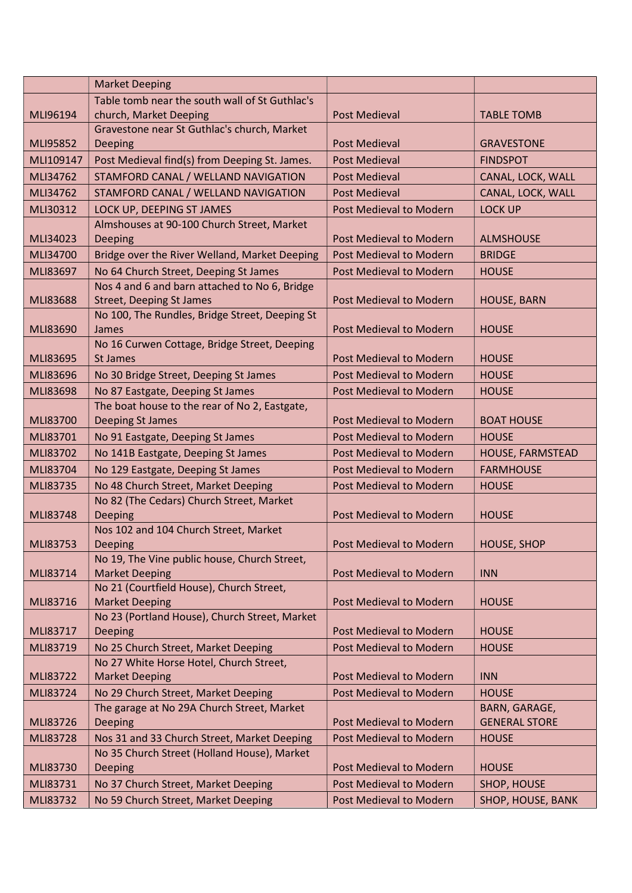| | Market Deeping | | |
|---|---|---|---|
| MLI96194 | Table tomb near the south wall of St Guthlac's church, Market Deeping | Post Medieval | TABLE TOMB |
| MLI95852 | Gravestone near St Guthlac's church, Market Deeping | Post Medieval | GRAVESTONE |
| MLI109147 | Post Medieval find(s) from Deeping St. James. | Post Medieval | FINDSPOT |
| MLI34762 | STAMFORD CANAL / WELLAND NAVIGATION | Post Medieval | CANAL, LOCK, WALL |
| MLI34762 | STAMFORD CANAL / WELLAND NAVIGATION | Post Medieval | CANAL, LOCK, WALL |
| MLI30312 | LOCK UP, DEEPING ST JAMES | Post Medieval to Modern | LOCK UP |
| MLI34023 | Almshouses at 90-100 Church Street, Market Deeping | Post Medieval to Modern | ALMSHOUSE |
| MLI34700 | Bridge over the River Welland, Market Deeping | Post Medieval to Modern | BRIDGE |
| MLI83697 | No 64 Church Street, Deeping St James | Post Medieval to Modern | HOUSE |
| MLI83688 | Nos 4 and 6 and barn attached to No 6, Bridge Street, Deeping St James | Post Medieval to Modern | HOUSE, BARN |
| MLI83690 | No 100, The Rundles, Bridge Street, Deeping St James | Post Medieval to Modern | HOUSE |
| MLI83695 | No 16 Curwen Cottage, Bridge Street, Deeping St James | Post Medieval to Modern | HOUSE |
| MLI83696 | No 30 Bridge Street, Deeping St James | Post Medieval to Modern | HOUSE |
| MLI83698 | No 87 Eastgate, Deeping St James | Post Medieval to Modern | HOUSE |
| MLI83700 | The boat house to the rear of No 2, Eastgate, Deeping St James | Post Medieval to Modern | BOAT HOUSE |
| MLI83701 | No 91 Eastgate, Deeping St James | Post Medieval to Modern | HOUSE |
| MLI83702 | No 141B Eastgate, Deeping St James | Post Medieval to Modern | HOUSE, FARMSTEAD |
| MLI83704 | No 129 Eastgate, Deeping St James | Post Medieval to Modern | FARMHOUSE |
| MLI83735 | No 48 Church Street, Market Deeping | Post Medieval to Modern | HOUSE |
| MLI83748 | No 82 (The Cedars) Church Street, Market Deeping | Post Medieval to Modern | HOUSE |
| MLI83753 | Nos 102 and 104 Church Street, Market Deeping | Post Medieval to Modern | HOUSE, SHOP |
| MLI83714 | No 19, The Vine public house, Church Street, Market Deeping | Post Medieval to Modern | INN |
| MLI83716 | No 21 (Courtfield House), Church Street, Market Deeping | Post Medieval to Modern | HOUSE |
| MLI83717 | No 23 (Portland House), Church Street, Market Deeping | Post Medieval to Modern | HOUSE |
| MLI83719 | No 25 Church Street, Market Deeping | Post Medieval to Modern | HOUSE |
| MLI83722 | No 27 White Horse Hotel, Church Street, Market Deeping | Post Medieval to Modern | INN |
| MLI83724 | No 29 Church Street, Market Deeping | Post Medieval to Modern | HOUSE |
| MLI83726 | The garage at No 29A Church Street, Market Deeping | Post Medieval to Modern | BARN, GARAGE, GENERAL STORE |
| MLI83728 | Nos 31 and 33 Church Street, Market Deeping | Post Medieval to Modern | HOUSE |
| MLI83730 | No 35 Church Street (Holland House), Market Deeping | Post Medieval to Modern | HOUSE |
| MLI83731 | No 37 Church Street, Market Deeping | Post Medieval to Modern | SHOP, HOUSE |
| MLI83732 | No 59 Church Street, Market Deeping | Post Medieval to Modern | SHOP, HOUSE, BANK |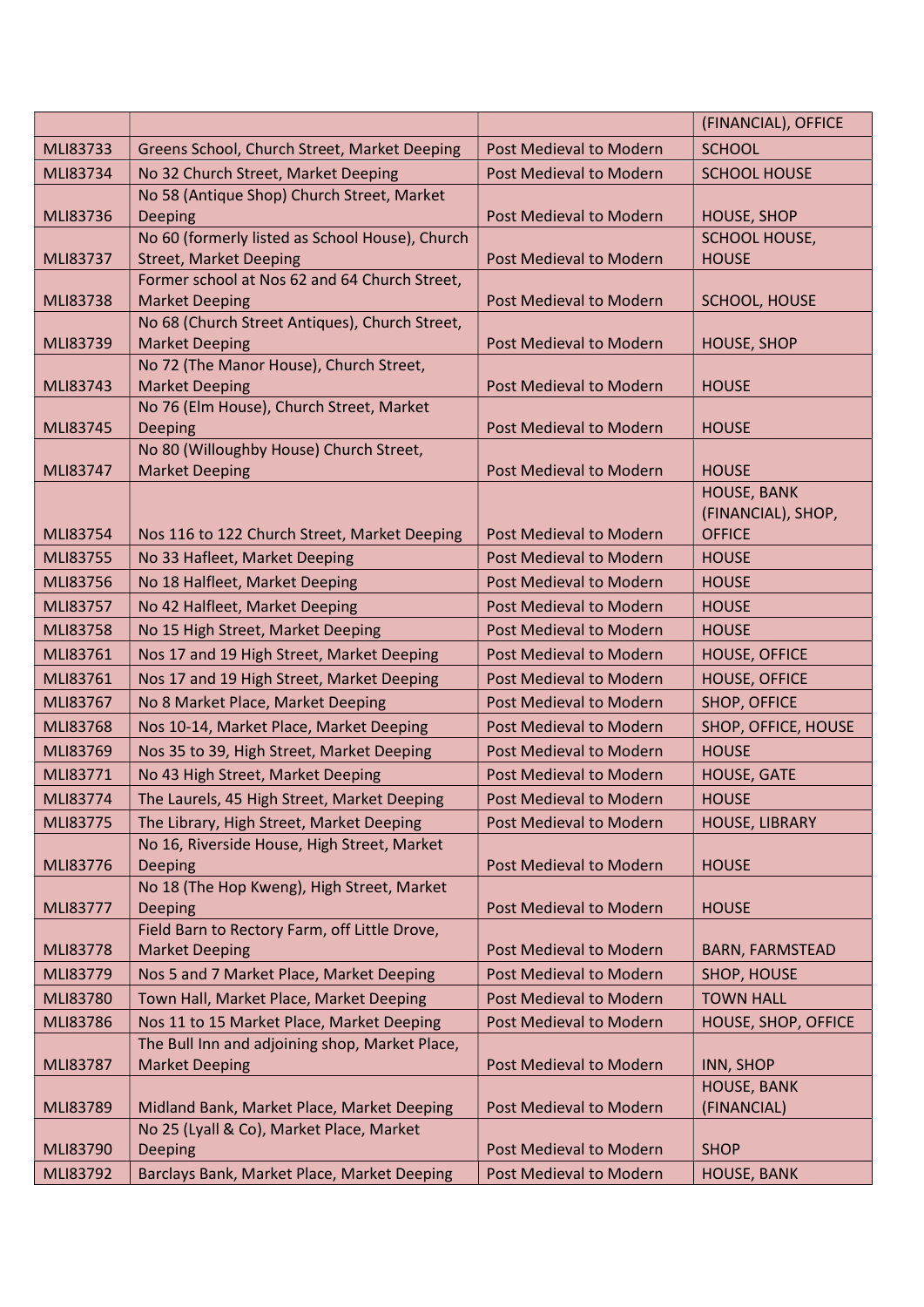|  |  |  | (FINANCIAL), OFFICE |
|---|---|---|---|
| MLI83733 | Greens School, Church Street, Market Deeping | Post Medieval to Modern | SCHOOL |
| MLI83734 | No 32 Church Street, Market Deeping | Post Medieval to Modern | SCHOOL HOUSE |
| MLI83736 | No 58 (Antique Shop) Church Street, Market Deeping | Post Medieval to Modern | HOUSE, SHOP |
| MLI83737 | No 60 (formerly listed as School House), Church Street, Market Deeping | Post Medieval to Modern | SCHOOL HOUSE, HOUSE |
| MLI83738 | Former school at Nos 62 and 64 Church Street, Market Deeping | Post Medieval to Modern | SCHOOL, HOUSE |
| MLI83739 | No 68 (Church Street Antiques), Church Street, Market Deeping | Post Medieval to Modern | HOUSE, SHOP |
| MLI83743 | No 72 (The Manor House), Church Street, Market Deeping | Post Medieval to Modern | HOUSE |
| MLI83745 | No 76 (Elm House), Church Street, Market Deeping | Post Medieval to Modern | HOUSE |
| MLI83747 | No 80 (Willoughby House) Church Street, Market Deeping | Post Medieval to Modern | HOUSE |
| MLI83754 | Nos 116 to 122 Church Street, Market Deeping | Post Medieval to Modern | HOUSE, BANK (FINANCIAL), SHOP, OFFICE |
| MLI83755 | No 33 Hafleet, Market Deeping | Post Medieval to Modern | HOUSE |
| MLI83756 | No 18 Halfleet, Market Deeping | Post Medieval to Modern | HOUSE |
| MLI83757 | No 42 Halfleet, Market Deeping | Post Medieval to Modern | HOUSE |
| MLI83758 | No 15 High Street, Market Deeping | Post Medieval to Modern | HOUSE |
| MLI83761 | Nos 17 and 19 High Street, Market Deeping | Post Medieval to Modern | HOUSE, OFFICE |
| MLI83761 | Nos 17 and 19 High Street, Market Deeping | Post Medieval to Modern | HOUSE, OFFICE |
| MLI83767 | No 8 Market Place, Market Deeping | Post Medieval to Modern | SHOP, OFFICE |
| MLI83768 | Nos 10-14, Market Place, Market Deeping | Post Medieval to Modern | SHOP, OFFICE, HOUSE |
| MLI83769 | Nos 35 to 39, High Street, Market Deeping | Post Medieval to Modern | HOUSE |
| MLI83771 | No 43 High Street, Market Deeping | Post Medieval to Modern | HOUSE, GATE |
| MLI83774 | The Laurels, 45 High Street, Market Deeping | Post Medieval to Modern | HOUSE |
| MLI83775 | The Library, High Street, Market Deeping | Post Medieval to Modern | HOUSE, LIBRARY |
| MLI83776 | No 16, Riverside House, High Street, Market Deeping | Post Medieval to Modern | HOUSE |
| MLI83777 | No 18 (The Hop Kweng), High Street, Market Deeping | Post Medieval to Modern | HOUSE |
| MLI83778 | Field Barn to Rectory Farm, off Little Drove, Market Deeping | Post Medieval to Modern | BARN, FARMSTEAD |
| MLI83779 | Nos 5 and 7 Market Place, Market Deeping | Post Medieval to Modern | SHOP, HOUSE |
| MLI83780 | Town Hall, Market Place, Market Deeping | Post Medieval to Modern | TOWN HALL |
| MLI83786 | Nos 11 to 15 Market Place, Market Deeping | Post Medieval to Modern | HOUSE, SHOP, OFFICE |
| MLI83787 | The Bull Inn and adjoining shop, Market Place, Market Deeping | Post Medieval to Modern | INN, SHOP |
| MLI83789 | Midland Bank, Market Place, Market Deeping | Post Medieval to Modern | HOUSE, BANK (FINANCIAL) |
| MLI83790 | No 25 (Lyall & Co), Market Place, Market Deeping | Post Medieval to Modern | SHOP |
| MLI83792 | Barclays Bank, Market Place, Market Deeping | Post Medieval to Modern | HOUSE, BANK |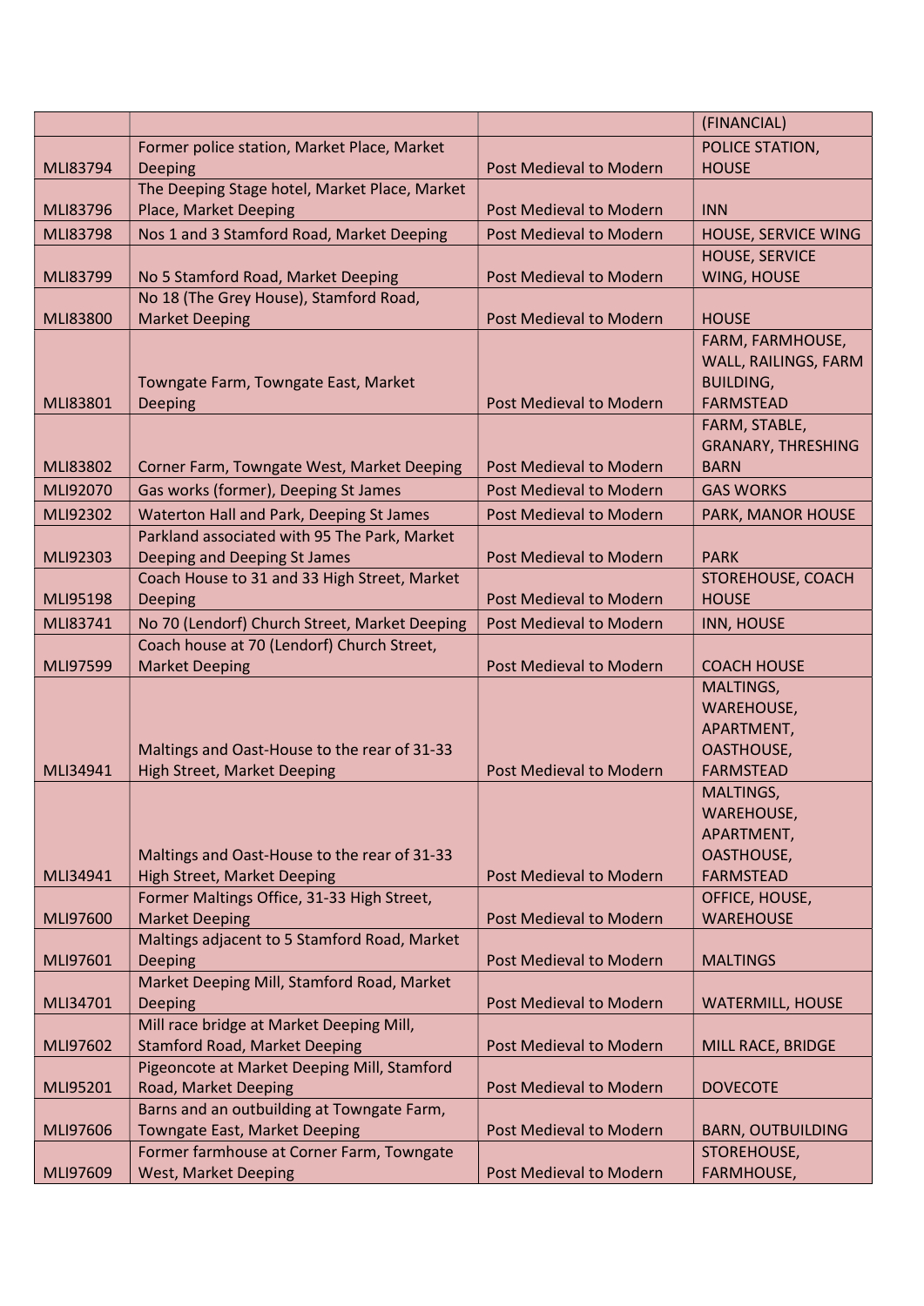| | | | (FINANCIAL) |
|---|---|---|---|
| MLI83794 | Former police station, Market Place, Market Deeping | Post Medieval to Modern | POLICE STATION, HOUSE |
| MLI83796 | The Deeping Stage hotel, Market Place, Market Place, Market Deeping | Post Medieval to Modern | INN |
| MLI83798 | Nos 1 and 3 Stamford Road, Market Deeping | Post Medieval to Modern | HOUSE, SERVICE WING |
| MLI83799 | No 5 Stamford Road, Market Deeping | Post Medieval to Modern | HOUSE, SERVICE WING, HOUSE |
| MLI83800 | No 18 (The Grey House), Stamford Road, Market Deeping | Post Medieval to Modern | HOUSE |
| MLI83801 | Towngate Farm, Towngate East, Market Deeping | Post Medieval to Modern | FARM, FARMHOUSE, WALL, RAILINGS, FARM BUILDING, FARMSTEAD |
| MLI83802 | Corner Farm, Towngate West, Market Deeping | Post Medieval to Modern | FARM, STABLE, GRANARY, THRESHING BARN |
| MLI92070 | Gas works (former), Deeping St James | Post Medieval to Modern | GAS WORKS |
| MLI92302 | Waterton Hall and Park, Deeping St James | Post Medieval to Modern | PARK, MANOR HOUSE |
| MLI92303 | Parkland associated with 95 The Park, Market Deeping and Deeping St James | Post Medieval to Modern | PARK |
| MLI95198 | Coach House to 31 and 33 High Street, Market Deeping | Post Medieval to Modern | STOREHOUSE, COACH HOUSE |
| MLI83741 | No 70 (Lendorf) Church Street, Market Deeping | Post Medieval to Modern | INN, HOUSE |
| MLI97599 | Coach house at 70 (Lendorf) Church Street, Market Deeping | Post Medieval to Modern | COACH HOUSE |
| MLI34941 | Maltings and Oast-House to the rear of 31-33 High Street, Market Deeping | Post Medieval to Modern | MALTINGS, WAREHOUSE, APARTMENT, OASTHOUSE, FARMSTEAD |
| MLI34941 | Maltings and Oast-House to the rear of 31-33 High Street, Market Deeping | Post Medieval to Modern | MALTINGS, WAREHOUSE, APARTMENT, OASTHOUSE, FARMSTEAD |
| MLI97600 | Former Maltings Office, 31-33 High Street, Market Deeping | Post Medieval to Modern | OFFICE, HOUSE, WAREHOUSE |
| MLI97601 | Maltings adjacent to 5 Stamford Road, Market Deeping | Post Medieval to Modern | MALTINGS |
| MLI34701 | Market Deeping Mill, Stamford Road, Market Deeping | Post Medieval to Modern | WATERMILL, HOUSE |
| MLI97602 | Mill race bridge at Market Deeping Mill, Stamford Road, Market Deeping | Post Medieval to Modern | MILL RACE, BRIDGE |
| MLI95201 | Pigeoncote at Market Deeping Mill, Stamford Road, Market Deeping | Post Medieval to Modern | DOVECOTE |
| MLI97606 | Barns and an outbuilding at Towngate Farm, Towngate East, Market Deeping | Post Medieval to Modern | BARN, OUTBUILDING |
| MLI97609 | Former farmhouse at Corner Farm, Towngate West, Market Deeping | Post Medieval to Modern | STOREHOUSE, FARMHOUSE, |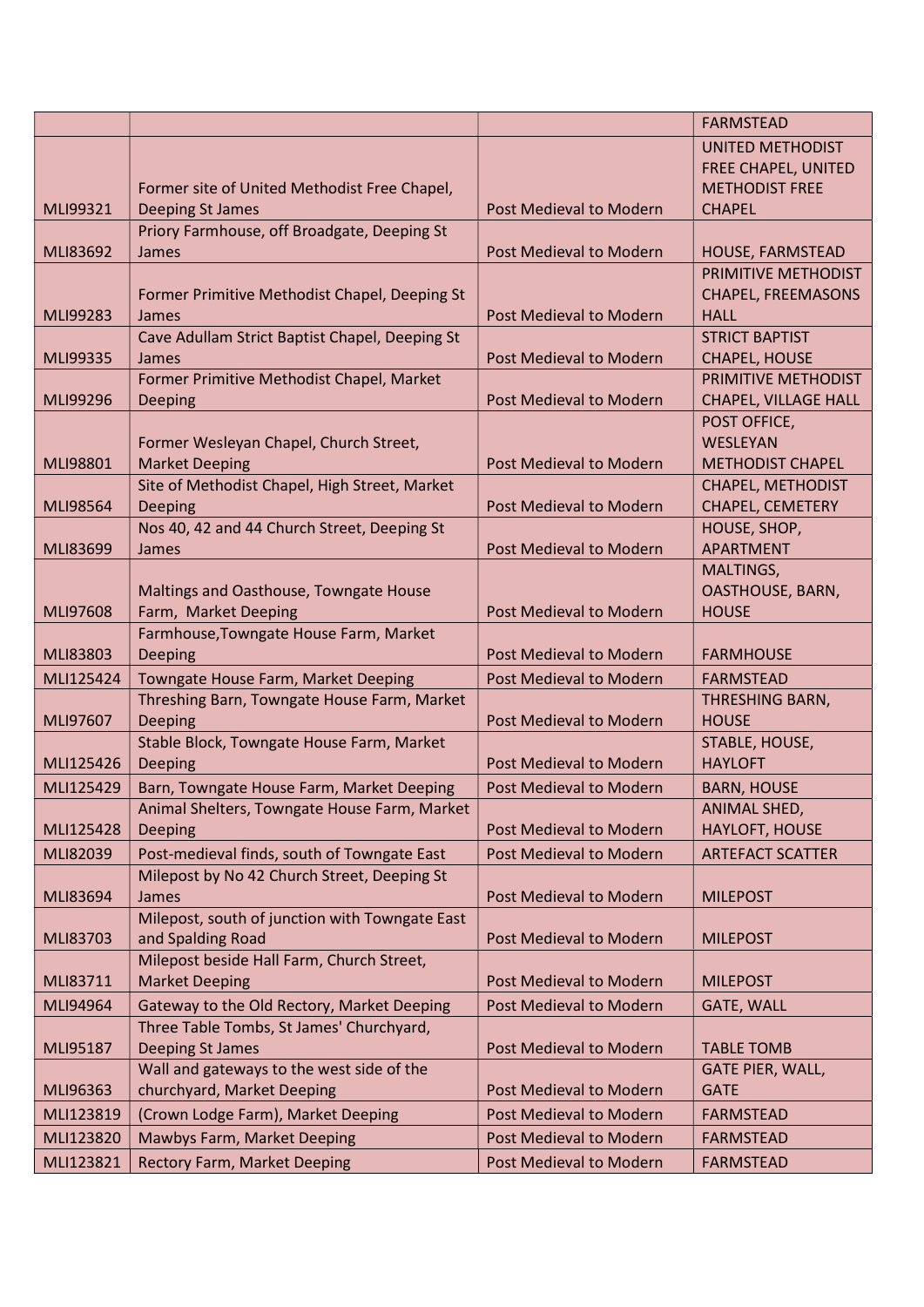| | | | FARMSTEAD |
|---|---|---|---|
| MLI99321 | Former site of United Methodist Free Chapel, Deeping St James | Post Medieval to Modern | UNITED METHODIST FREE CHAPEL, UNITED METHODIST FREE CHAPEL |
| MLI83692 | Priory Farmhouse, off Broadgate, Deeping St James | Post Medieval to Modern | HOUSE, FARMSTEAD |
| MLI99283 | Former Primitive Methodist Chapel, Deeping St James | Post Medieval to Modern | PRIMITIVE METHODIST CHAPEL, FREEMASONS HALL |
| MLI99335 | Cave Adullam Strict Baptist Chapel, Deeping St James | Post Medieval to Modern | STRICT BAPTIST CHAPEL, HOUSE |
| MLI99296 | Former Primitive Methodist Chapel, Market Deeping | Post Medieval to Modern | PRIMITIVE METHODIST CHAPEL, VILLAGE HALL |
| MLI98801 | Former Wesleyan Chapel, Church Street, Market Deeping | Post Medieval to Modern | POST OFFICE, WESLEYAN METHODIST CHAPEL |
| MLI98564 | Site of Methodist Chapel, High Street, Market Deeping | Post Medieval to Modern | CHAPEL, METHODIST CHAPEL, CEMETERY |
| MLI83699 | Nos 40, 42 and 44 Church Street, Deeping St James | Post Medieval to Modern | HOUSE, SHOP, APARTMENT |
| MLI97608 | Maltings and Oasthouse, Towngate House Farm, Market Deeping | Post Medieval to Modern | MALTINGS, OASTHOUSE, BARN, HOUSE |
| MLI83803 | Farmhouse,Towngate House Farm, Market Deeping | Post Medieval to Modern | FARMHOUSE |
| MLI125424 | Towngate House Farm, Market Deeping | Post Medieval to Modern | FARMSTEAD |
| MLI97607 | Threshing Barn, Towngate House Farm, Market Deeping | Post Medieval to Modern | THRESHING BARN, HOUSE |
| MLI125426 | Stable Block, Towngate House Farm, Market Deeping | Post Medieval to Modern | STABLE, HOUSE, HAYLOFT |
| MLI125429 | Barn, Towngate House Farm, Market Deeping | Post Medieval to Modern | BARN, HOUSE |
| MLI125428 | Animal Shelters, Towngate House Farm, Market Deeping | Post Medieval to Modern | ANIMAL SHED, HAYLOFT, HOUSE |
| MLI82039 | Post-medieval finds, south of Towngate East | Post Medieval to Modern | ARTEFACT SCATTER |
| MLI83694 | Milepost by No 42 Church Street, Deeping St James | Post Medieval to Modern | MILEPOST |
| MLI83703 | Milepost, south of junction with Towngate East and Spalding Road | Post Medieval to Modern | MILEPOST |
| MLI83711 | Milepost beside Hall Farm, Church Street, Market Deeping | Post Medieval to Modern | MILEPOST |
| MLI94964 | Gateway to the Old Rectory, Market Deeping | Post Medieval to Modern | GATE, WALL |
| MLI95187 | Three Table Tombs, St James' Churchyard, Deeping St James | Post Medieval to Modern | TABLE TOMB |
| MLI96363 | Wall and gateways to the west side of the churchyard, Market Deeping | Post Medieval to Modern | GATE PIER, WALL, GATE |
| MLI123819 | (Crown Lodge Farm), Market Deeping | Post Medieval to Modern | FARMSTEAD |
| MLI123820 | Mawbys Farm, Market Deeping | Post Medieval to Modern | FARMSTEAD |
| MLI123821 | Rectory Farm, Market Deeping | Post Medieval to Modern | FARMSTEAD |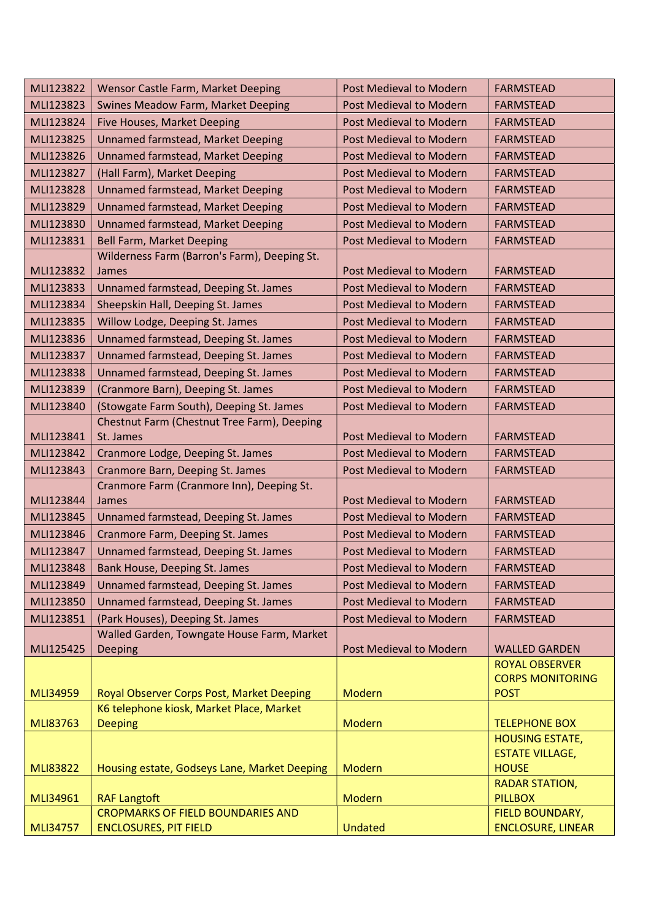| MLI123822 | Wensor Castle Farm, Market Deeping | Post Medieval to Modern | FARMSTEAD |
|---|---|---|---|
| MLI123823 | Swines Meadow Farm, Market Deeping | Post Medieval to Modern | FARMSTEAD |
| MLI123824 | Five Houses, Market Deeping | Post Medieval to Modern | FARMSTEAD |
| MLI123825 | Unnamed farmstead, Market Deeping | Post Medieval to Modern | FARMSTEAD |
| MLI123826 | Unnamed farmstead, Market Deeping | Post Medieval to Modern | FARMSTEAD |
| MLI123827 | (Hall Farm), Market Deeping | Post Medieval to Modern | FARMSTEAD |
| MLI123828 | Unnamed farmstead, Market Deeping | Post Medieval to Modern | FARMSTEAD |
| MLI123829 | Unnamed farmstead, Market Deeping | Post Medieval to Modern | FARMSTEAD |
| MLI123830 | Unnamed farmstead, Market Deeping | Post Medieval to Modern | FARMSTEAD |
| MLI123831 | Bell Farm, Market Deeping | Post Medieval to Modern | FARMSTEAD |
| MLI123832 | Wilderness Farm (Barron's Farm), Deeping St. James | Post Medieval to Modern | FARMSTEAD |
| MLI123833 | Unnamed farmstead, Deeping St. James | Post Medieval to Modern | FARMSTEAD |
| MLI123834 | Sheepskin Hall, Deeping St. James | Post Medieval to Modern | FARMSTEAD |
| MLI123835 | Willow Lodge, Deeping St. James | Post Medieval to Modern | FARMSTEAD |
| MLI123836 | Unnamed farmstead, Deeping St. James | Post Medieval to Modern | FARMSTEAD |
| MLI123837 | Unnamed farmstead, Deeping St. James | Post Medieval to Modern | FARMSTEAD |
| MLI123838 | Unnamed farmstead, Deeping St. James | Post Medieval to Modern | FARMSTEAD |
| MLI123839 | (Cranmore Barn), Deeping St. James | Post Medieval to Modern | FARMSTEAD |
| MLI123840 | (Stowgate Farm South), Deeping St. James | Post Medieval to Modern | FARMSTEAD |
| MLI123841 | Chestnut Farm (Chestnut Tree Farm), Deeping St. James | Post Medieval to Modern | FARMSTEAD |
| MLI123842 | Cranmore Lodge, Deeping St. James | Post Medieval to Modern | FARMSTEAD |
| MLI123843 | Cranmore Barn, Deeping St. James | Post Medieval to Modern | FARMSTEAD |
| MLI123844 | Cranmore Farm (Cranmore Inn), Deeping St. James | Post Medieval to Modern | FARMSTEAD |
| MLI123845 | Unnamed farmstead, Deeping St. James | Post Medieval to Modern | FARMSTEAD |
| MLI123846 | Cranmore Farm, Deeping St. James | Post Medieval to Modern | FARMSTEAD |
| MLI123847 | Unnamed farmstead, Deeping St. James | Post Medieval to Modern | FARMSTEAD |
| MLI123848 | Bank House, Deeping St. James | Post Medieval to Modern | FARMSTEAD |
| MLI123849 | Unnamed farmstead, Deeping St. James | Post Medieval to Modern | FARMSTEAD |
| MLI123850 | Unnamed farmstead, Deeping St. James | Post Medieval to Modern | FARMSTEAD |
| MLI123851 | (Park Houses), Deeping St. James | Post Medieval to Modern | FARMSTEAD |
| MLI125425 | Walled Garden, Towngate House Farm, Market Deeping | Post Medieval to Modern | WALLED GARDEN |
| MLI34959 | Royal Observer Corps Post, Market Deeping | Modern | ROYAL OBSERVER CORPS MONITORING POST |
| MLI83763 | K6 telephone kiosk, Market Place, Market Deeping | Modern | TELEPHONE BOX |
| MLI83822 | Housing estate, Godseys Lane, Market Deeping | Modern | HOUSING ESTATE, ESTATE VILLAGE, HOUSE |
| MLI34961 | RAF Langtoft | Modern | RADAR STATION, PILLBOX |
| MLI34757 | CROPMARKS OF FIELD BOUNDARIES AND ENCLOSURES, PIT FIELD | Undated | FIELD BOUNDARY, ENCLOSURE, LINEAR |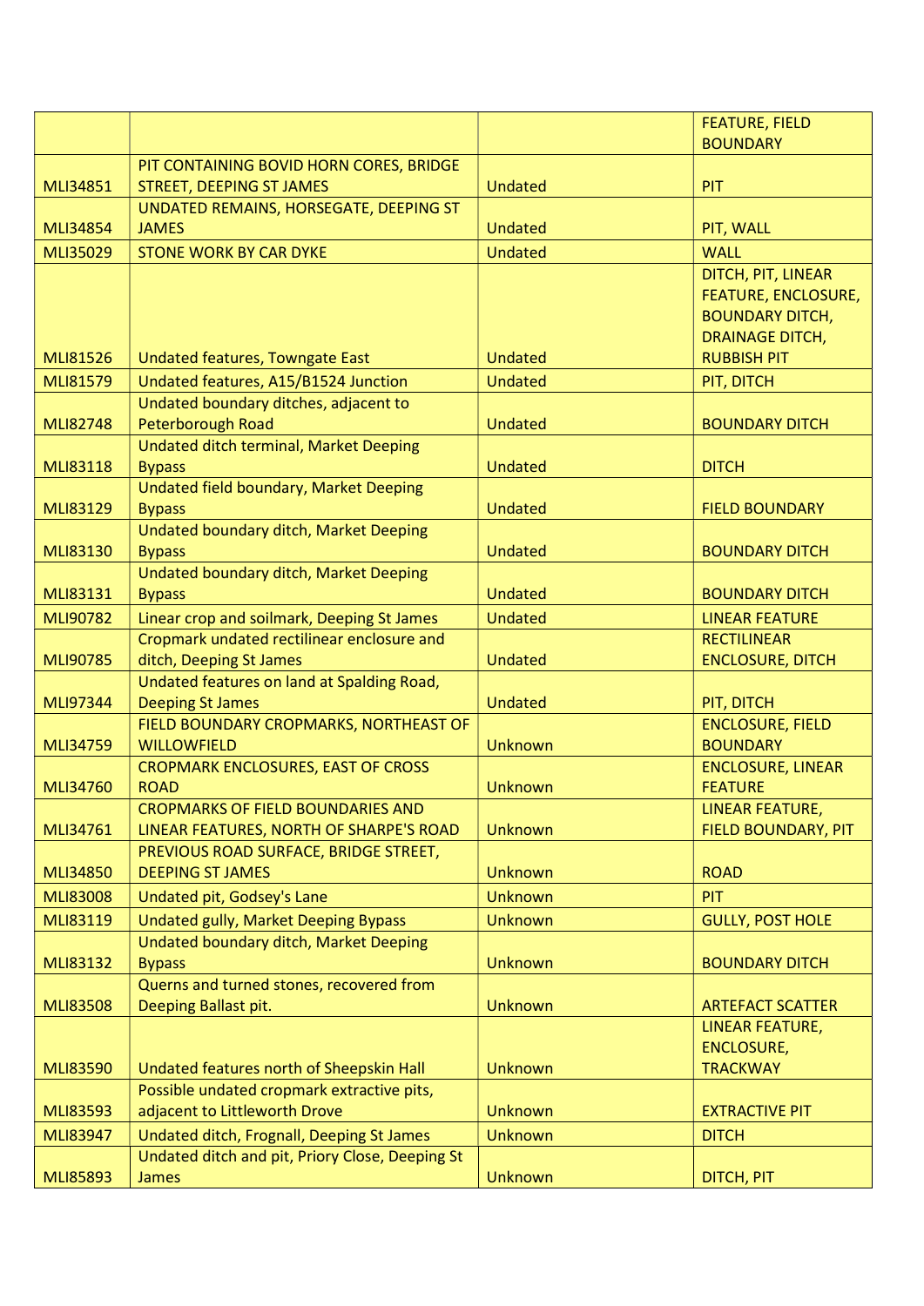| | | | FEATURE, FIELD BOUNDARY |
|---|---|---|---|
| MLI34851 | PIT CONTAINING BOVID HORN CORES, BRIDGE STREET, DEEPING ST JAMES | Undated | PIT |
| MLI34854 | UNDATED REMAINS, HORSEGATE, DEEPING ST JAMES | Undated | PIT, WALL |
| MLI35029 | STONE WORK BY CAR DYKE | Undated | WALL |
| MLI81526 | Undated features, Towngate East | Undated | DITCH, PIT, LINEAR FEATURE, ENCLOSURE, BOUNDARY DITCH, DRAINAGE DITCH, RUBBISH PIT |
| MLI81579 | Undated features, A15/B1524 Junction | Undated | PIT, DITCH |
| MLI82748 | Undated boundary ditches, adjacent to Peterborough Road | Undated | BOUNDARY DITCH |
| MLI83118 | Undated ditch terminal, Market Deeping Bypass | Undated | DITCH |
| MLI83129 | Undated field boundary, Market Deeping Bypass | Undated | FIELD BOUNDARY |
| MLI83130 | Undated boundary ditch, Market Deeping Bypass | Undated | BOUNDARY DITCH |
| MLI83131 | Undated boundary ditch, Market Deeping Bypass | Undated | BOUNDARY DITCH |
| MLI90782 | Linear crop and soilmark, Deeping St James | Undated | LINEAR FEATURE |
| MLI90785 | Cropmark undated rectilinear enclosure and ditch, Deeping St James | Undated | RECTILINEAR ENCLOSURE, DITCH |
| MLI97344 | Undated features on land at Spalding Road, Deeping St James | Undated | PIT, DITCH |
| MLI34759 | FIELD BOUNDARY CROPMARKS, NORTHEAST OF WILLOWFIELD | Unknown | ENCLOSURE, FIELD BOUNDARY |
| MLI34760 | CROPMARK ENCLOSURES, EAST OF CROSS ROAD | Unknown | ENCLOSURE, LINEAR FEATURE |
| MLI34761 | CROPMARKS OF FIELD BOUNDARIES AND LINEAR FEATURES, NORTH OF SHARPE'S ROAD | Unknown | LINEAR FEATURE, FIELD BOUNDARY, PIT |
| MLI34850 | PREVIOUS ROAD SURFACE, BRIDGE STREET, DEEPING ST JAMES | Unknown | ROAD |
| MLI83008 | Undated pit, Godsey's Lane | Unknown | PIT |
| MLI83119 | Undated gully, Market Deeping Bypass | Unknown | GULLY, POST HOLE |
| MLI83132 | Undated boundary ditch, Market Deeping Bypass | Unknown | BOUNDARY DITCH |
| MLI83508 | Querns and turned stones, recovered from Deeping Ballast pit. | Unknown | ARTEFACT SCATTER |
| MLI83590 | Undated features north of Sheepskin Hall | Unknown | LINEAR FEATURE, ENCLOSURE, TRACKWAY |
| MLI83593 | Possible undated cropmark extractive pits, adjacent to Littleworth Drove | Unknown | EXTRACTIVE PIT |
| MLI83947 | Undated ditch, Frognall, Deeping St James | Unknown | DITCH |
| MLI85893 | Undated ditch and pit, Priory Close, Deeping St James | Unknown | DITCH, PIT |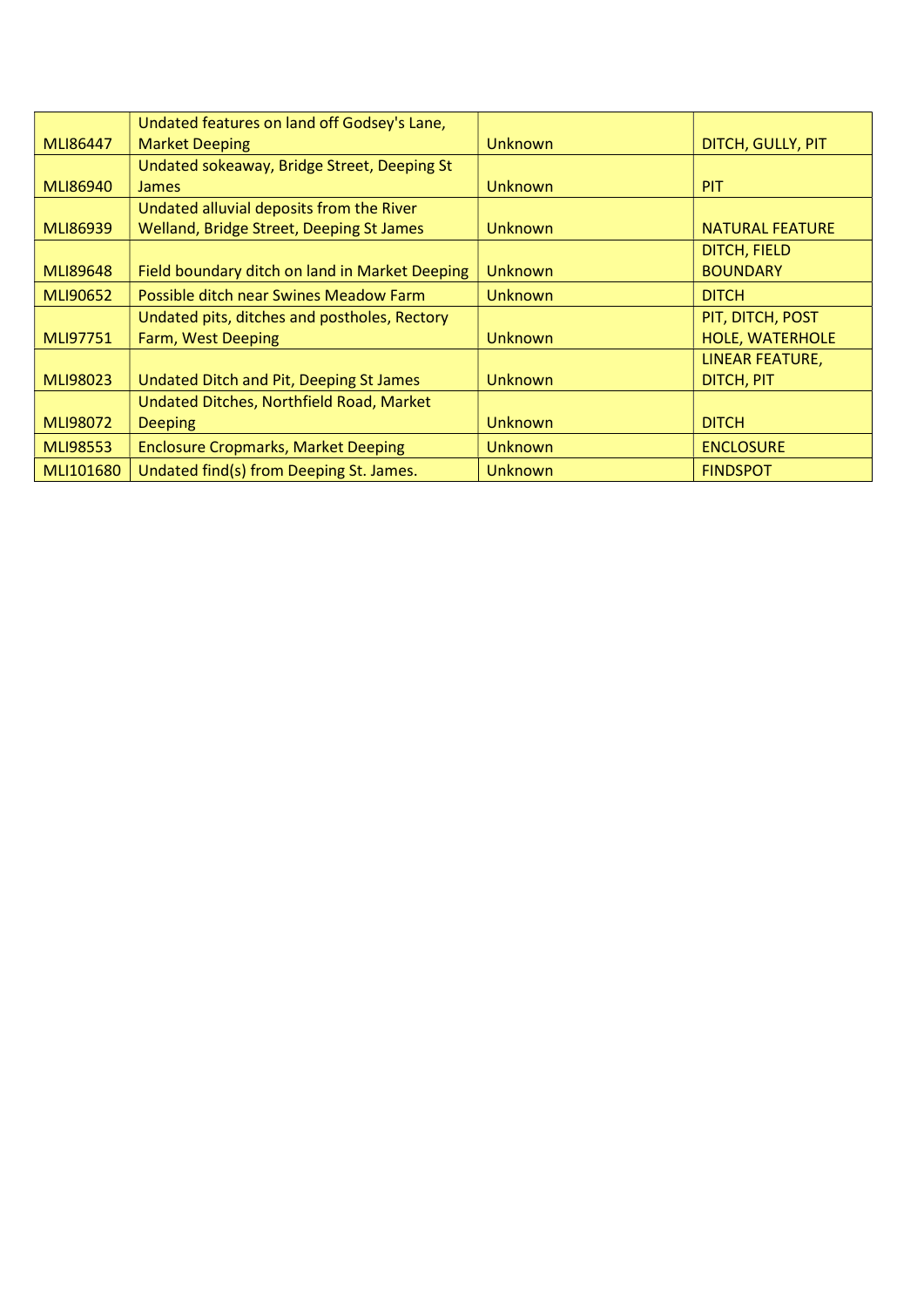| | | | |
|---|---|---|---|
| MLI86447 | Undated features on land off Godsey's Lane, Market Deeping | Unknown | DITCH, GULLY, PIT |
| MLI86940 | Undated sokeaway, Bridge Street, Deeping St James | Unknown | PIT |
| MLI86939 | Undated alluvial deposits from the River Welland, Bridge Street, Deeping St James | Unknown | NATURAL FEATURE |
| MLI89648 | Field boundary ditch on land in Market Deeping | Unknown | DITCH, FIELD BOUNDARY |
| MLI90652 | Possible ditch near Swines Meadow Farm | Unknown | DITCH |
| MLI97751 | Undated pits, ditches and postholes, Rectory Farm, West Deeping | Unknown | PIT, DITCH, POST HOLE, WATERHOLE |
| MLI98023 | Undated Ditch and Pit, Deeping St James | Unknown | LINEAR FEATURE, DITCH, PIT |
| MLI98072 | Undated Ditches, Northfield Road, Market Deeping | Unknown | DITCH |
| MLI98553 | Enclosure Cropmarks, Market Deeping | Unknown | ENCLOSURE |
| MLI101680 | Undated find(s) from Deeping St. James. | Unknown | FINDSPOT |